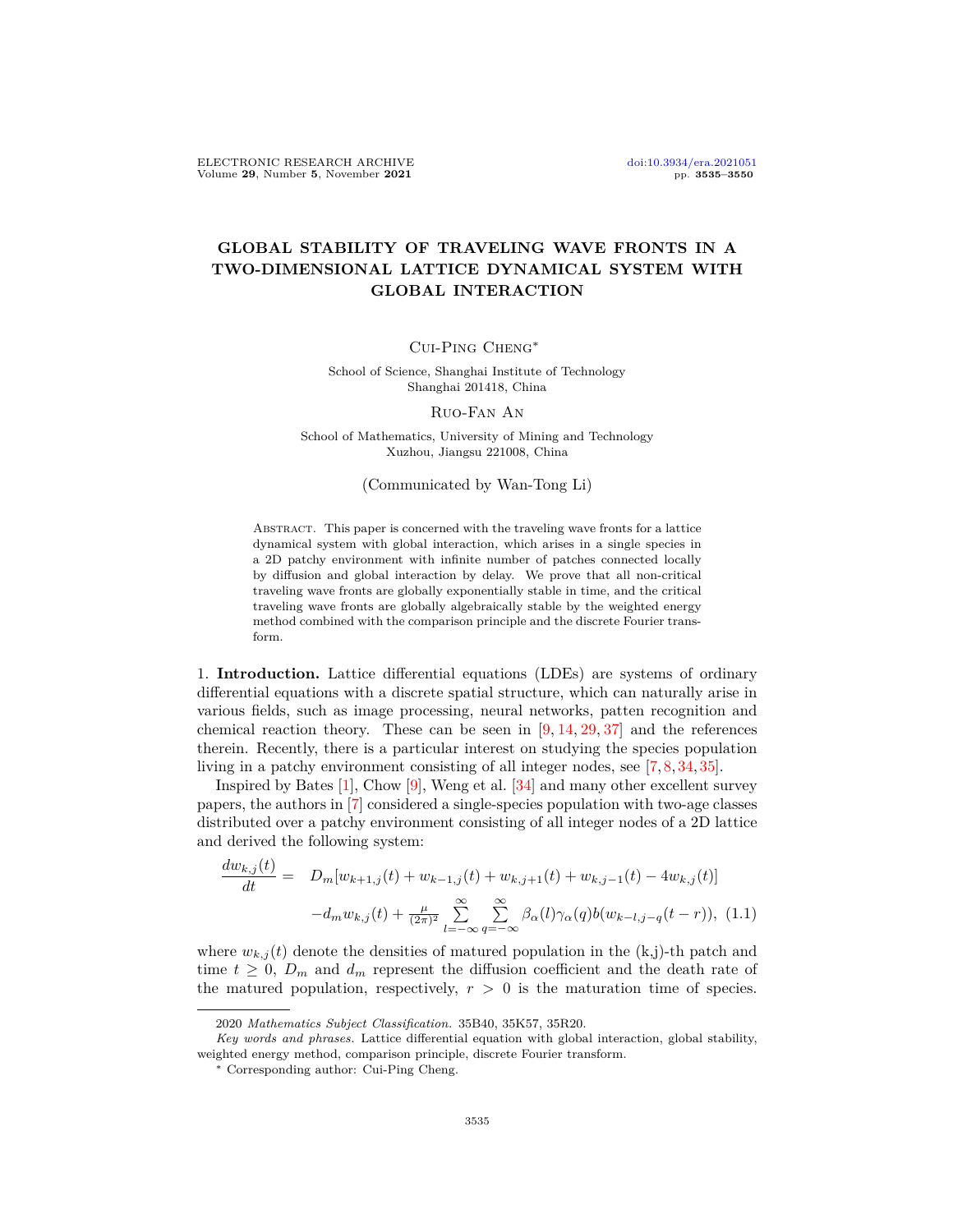# GLOBAL STABILITY OF TRAVELING WAVE FRONTS IN A TWO-DIMENSIONAL LATTICE DYNAMICAL SYSTEM WITH GLOBAL INTERACTION

Cui-Ping Cheng*

School of Science, Shanghai Institute of Technology
Shanghai 201418, China

Ruo-Fan An

School of Mathematics, University of Mining and Technology
Xuzhou, Jiangsu 221008, China

(Communicated by Wan-Tong Li)

Abstract. This paper is concerned with the traveling wave fronts for a lattice dynamical system with global interaction, which arises in a single species in a 2D patchy environment with infinite number of patches connected locally by diffusion and global interaction by delay. We prove that all non-critical traveling wave fronts are globally exponentially stable in time, and the critical traveling wave fronts are globally algebraically stable by the weighted energy method combined with the comparison principle and the discrete Fourier transform.

1. **Introduction.** Lattice differential equations (LDEs) are systems of ordinary differential equations with a discrete spatial structure, which can naturally arise in various fields, such as image processing, neural networks, patten recognition and chemical reaction theory. These can be seen in [9, 14, 29, 37] and the references therein. Recently, there is a particular interest on studying the species population living in a patchy environment consisting of all integer nodes, see [7, 8, 34, 35].

Inspired by Bates [1], Chow [9], Weng et al. [34] and many other excellent survey papers, the authors in [7] considered a single-species population with two-age classes distributed over a patchy environment consisting of all integer nodes of a 2D lattice and derived the following system:

$$\frac{dw_{k,j}(t)}{dt} = D_m[w_{k+1,j}(t) + w_{k-1,j}(t) + w_{k,j+1}(t) + w_{k,j-1}(t) - 4w_{k,j}(t)] - d_m w_{k,j}(t) + \frac{\mu}{(2\pi)^2}\sum_{l=-\infty}^{\infty}\sum_{q=-\infty}^{\infty}\beta_\alpha(l)\gamma_\alpha(q)b(w_{k-l,j-q}(t-r)), \quad (1.1)$$

where $w_{k,j}(t)$ denote the densities of matured population in the (k,j)-th patch and time $t \geq 0$, $D_m$ and $d_m$ represent the diffusion coefficient and the death rate of the matured population, respectively, $r > 0$ is the maturation time of species.

---

2020 *Mathematics Subject Classification.* 35B40, 35K57, 35R20.

*Key words and phrases.* Lattice differential equation with global interaction, global stability, weighted energy method, comparison principle, discrete Fourier transform.

* Corresponding author: Cui-Ping Cheng.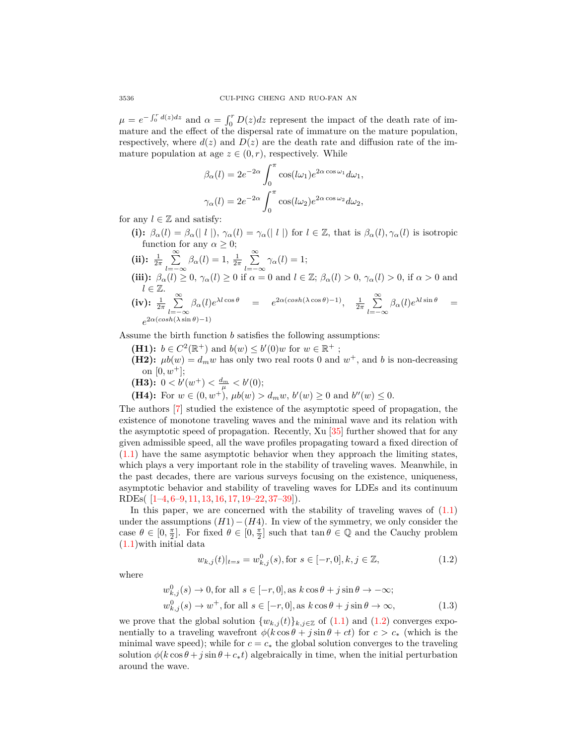$\mu = e^{-\int_0^r d(z)dz}$ and $\alpha = \int_0^r D(z)dz$ represent the impact of the death rate of immature and the effect of the dispersal rate of immature on the mature population, respectively, where $d(z)$ and $D(z)$ are the death rate and diffusion rate of the immature population at age $z \in (0, r)$, respectively. While

$$\beta_\alpha(l) = 2e^{-2\alpha} \int_0^\pi \cos(l\omega_1) e^{2\alpha \cos \omega_1} d\omega_1,$$

$$\gamma_\alpha(l) = 2e^{-2\alpha} \int_0^\pi \cos(l\omega_2) e^{2\alpha \cos \omega_2} d\omega_2,$$

for any $l \in \mathbb{Z}$ and satisfy:

- **(i):** $\beta_\alpha(l) = \beta_\alpha(|\, l \,|)$, $\gamma_\alpha(l) = \gamma_\alpha(|\, l \,|)$ for $l \in \mathbb{Z}$, that is $\beta_\alpha(l), \gamma_\alpha(l)$ is isotropic function for any $\alpha \geq 0$;
- **(ii):** $\frac{1}{2\pi} \sum\limits_{l=-\infty}^{\infty} \beta_\alpha(l) = 1$, $\frac{1}{2\pi} \sum\limits_{l=-\infty}^{\infty} \gamma_\alpha(l) = 1$;
- **(iii):** $\beta_\alpha(l) \geq 0$, $\gamma_\alpha(l) \geq 0$ if $\alpha = 0$ and $l \in \mathbb{Z}$; $\beta_\alpha(l) > 0$, $\gamma_\alpha(l) > 0$, if $\alpha > 0$ and $l \in \mathbb{Z}$.
- **(iv):** $\frac{1}{2\pi} \sum\limits_{l=-\infty}^{\infty} \beta_\alpha(l) e^{\lambda l \cos\theta} = e^{2\alpha(\cosh(\lambda \cos\theta) - 1)}$, $\frac{1}{2\pi} \sum\limits_{l=-\infty}^{\infty} \beta_\alpha(l) e^{\lambda l \sin\theta} = e^{2\alpha(\cosh(\lambda \sin\theta) - 1)}$

Assume the birth function $b$ satisfies the following assumptions:

- **(H1):** $b \in C^2(\mathbb{R}^+)$ and $b(w) \leq b'(0)w$ for $w \in \mathbb{R}^+$ ;
- **(H2):** $\mu b(w) = d_m w$ has only two real roots 0 and $w^+$, and $b$ is non-decreasing on $[0, w^+]$;
- **(H3):** $0 < b'(w^+) < \frac{d_m}{\mu} < b'(0)$;
- **(H4):** For $w \in (0, w^+)$, $\mu b(w) > d_m w$, $b'(w) \geq 0$ and $b''(w) \leq 0$.

The authors [7] studied the existence of the asymptotic speed of propagation, the existence of monotone traveling waves and the minimal wave and its relation with the asymptotic speed of propagation. Recently, Xu [35] further showed that for any given admissible speed, all the wave profiles propagating toward a fixed direction of (1.1) have the same asymptotic behavior when they approach the limiting states, which plays a very important role in the stability of traveling waves. Meanwhile, in the past decades, there are various surveys focusing on the existence, uniqueness, asymptotic behavior and stability of traveling waves for LDEs and its continuum RDEs( [1–4, 6–9, 11, 13, 16, 17, 19–22, 37–39]).

In this paper, we are concerned with the stability of traveling waves of (1.1) under the assumptions $(H1)-(H4)$. In view of the symmetry, we only consider the case $\theta \in [0, \frac{\pi}{2}]$. For fixed $\theta \in [0, \frac{\pi}{2}]$ such that $\tan\theta \in \mathbb{Q}$ and the Cauchy problem (1.1)with initial data

$$w_{k,j}(t)|_{t=s} = w^0_{k,j}(s), \text{for } s \in [-r, 0], k, j \in \mathbb{Z}, \tag{1.2}$$

where

$$\begin{aligned} &w^0_{k,j}(s) \to 0, \text{for all } s \in [-r, 0], \text{as } k\cos\theta + j\sin\theta \to -\infty; \\ &w^0_{k,j}(s) \to w^+, \text{for all } s \in [-r, 0], \text{as } k\cos\theta + j\sin\theta \to \infty, \end{aligned} \tag{1.3}$$

we prove that the global solution $\{w_{k,j}(t)\}_{k,j\in\mathbb{Z}}$ of (1.1) and (1.2) converges exponentially to a traveling wavefront $\phi(k\cos\theta + j\sin\theta + ct)$ for $c > c_*$ (which is the minimal wave speed); while for $c = c_*$ the global solution converges to the traveling solution $\phi(k\cos\theta + j\sin\theta + c_* t)$ algebraically in time, when the initial perturbation around the wave.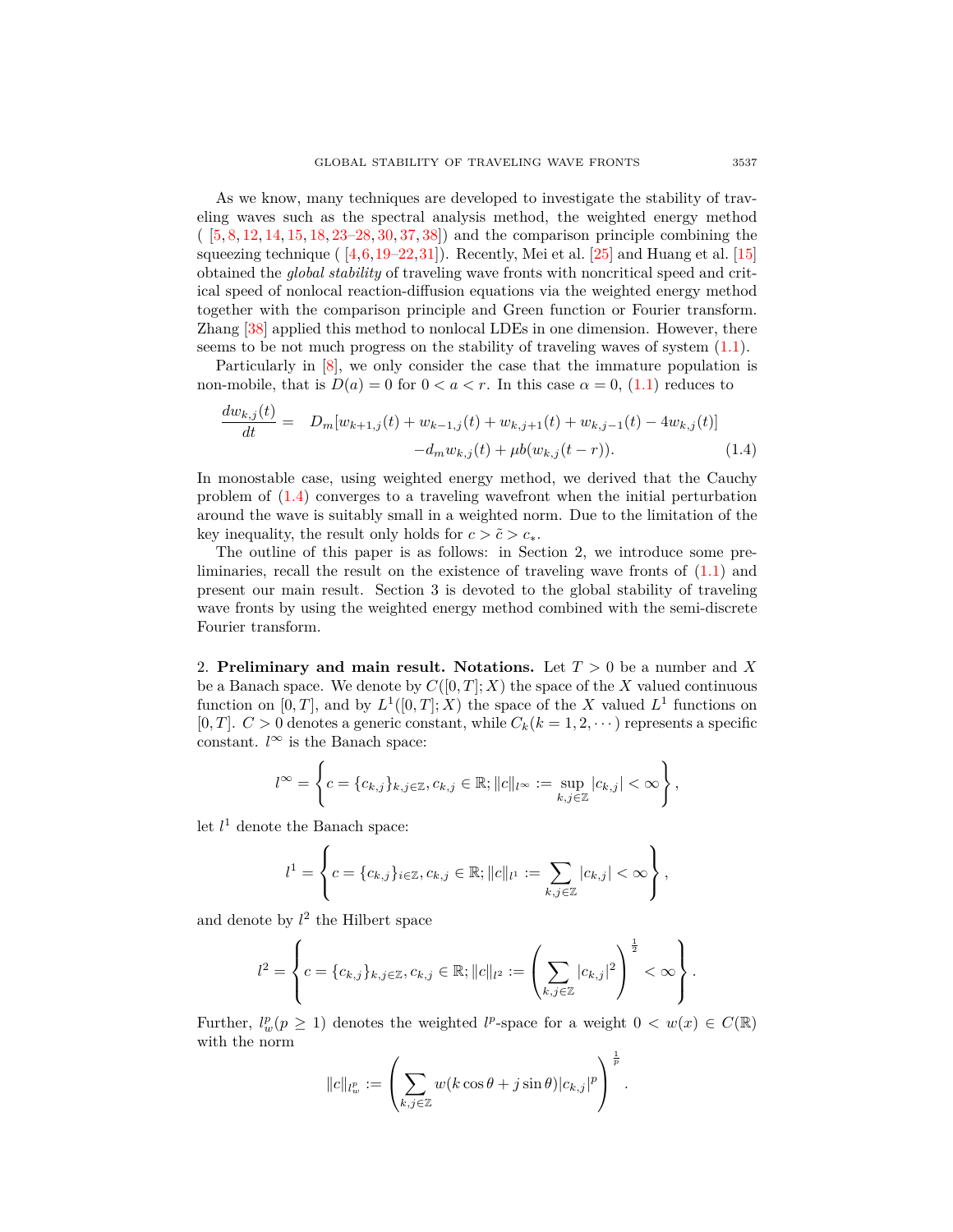As we know, many techniques are developed to investigate the stability of traveling waves such as the spectral analysis method, the weighted energy method ( [5, 8, 12, 14, 15, 18, 23–28, 30, 37, 38]) and the comparison principle combining the squeezing technique ( [4,6,19–22,31]). Recently, Mei et al. [25] and Huang et al. [15] obtained the *global stability* of traveling wave fronts with noncritical speed and critical speed of nonlocal reaction-diffusion equations via the weighted energy method together with the comparison principle and Green function or Fourier transform. Zhang [38] applied this method to nonlocal LDEs in one dimension. However, there seems to be not much progress on the stability of traveling waves of system (1.1).

Particularly in [8], we only consider the case that the immature population is non-mobile, that is $D(a) = 0$ for $0 < a < r$. In this case $\alpha = 0$, (1.1) reduces to

$$\begin{aligned}\frac{dw_{k,j}(t)}{dt} = \quad & D_m[w_{k+1,j}(t) + w_{k-1,j}(t) + w_{k,j+1}(t) + w_{k,j-1}(t) - 4w_{k,j}(t)] \\ & -d_m w_{k,j}(t) + \mu b(w_{k,j}(t - r)). \end{aligned} \tag{1.4}$$

In monostable case, using weighted energy method, we derived that the Cauchy problem of (1.4) converges to a traveling wavefront when the initial perturbation around the wave is suitably small in a weighted norm. Due to the limitation of the key inequality, the result only holds for $c > \tilde{c} > c_*$.

The outline of this paper is as follows: in Section 2, we introduce some preliminaries, recall the result on the existence of traveling wave fronts of (1.1) and present our main result. Section 3 is devoted to the global stability of traveling wave fronts by using the weighted energy method combined with the semi-discrete Fourier transform.

## 2. Preliminary and main result.

**Notations.** Let $T > 0$ be a number and $X$ be a Banach space. We denote by $C([0, T]; X)$ the space of the $X$ valued continuous function on $[0, T]$, and by $L^1([0, T]; X)$ the space of the $X$ valued $L^1$ functions on $[0, T]$. $C > 0$ denotes a generic constant, while $C_k(k = 1, 2, \cdots)$ represents a specific constant. $l^\infty$ is the Banach space:

$$l^\infty = \left\{ c = \{c_{k,j}\}_{k,j\in\mathbb{Z}}, c_{k,j} \in \mathbb{R}; \|c\|_{l^\infty} := \sup_{k,j\in\mathbb{Z}} |c_{k,j}| < \infty \right\},$$

let $l^1$ denote the Banach space:

$$l^1 = \left\{ c = \{c_{k,j}\}_{i\in\mathbb{Z}}, c_{k,j} \in \mathbb{R}; \|c\|_{l^1} := \sum_{k,j\in\mathbb{Z}} |c_{k,j}| < \infty \right\},$$

and denote by $l^2$ the Hilbert space

$$l^2 = \left\{ c = \{c_{k,j}\}_{k,j\in\mathbb{Z}}, c_{k,j} \in \mathbb{R}; \|c\|_{l^2} := \left( \sum_{k,j\in\mathbb{Z}} |c_{k,j}|^2 \right)^{\frac{1}{2}} < \infty \right\}.$$

Further, $l^p_w (p \geq 1)$ denotes the weighted $l^p$-space for a weight $0 < w(x) \in C(\mathbb{R})$ with the norm

$$\|c\|_{l^p_w} := \left( \sum_{k,j\in\mathbb{Z}} w(k\cos\theta + j\sin\theta)|c_{k,j}|^p \right)^{\frac{1}{p}}.$$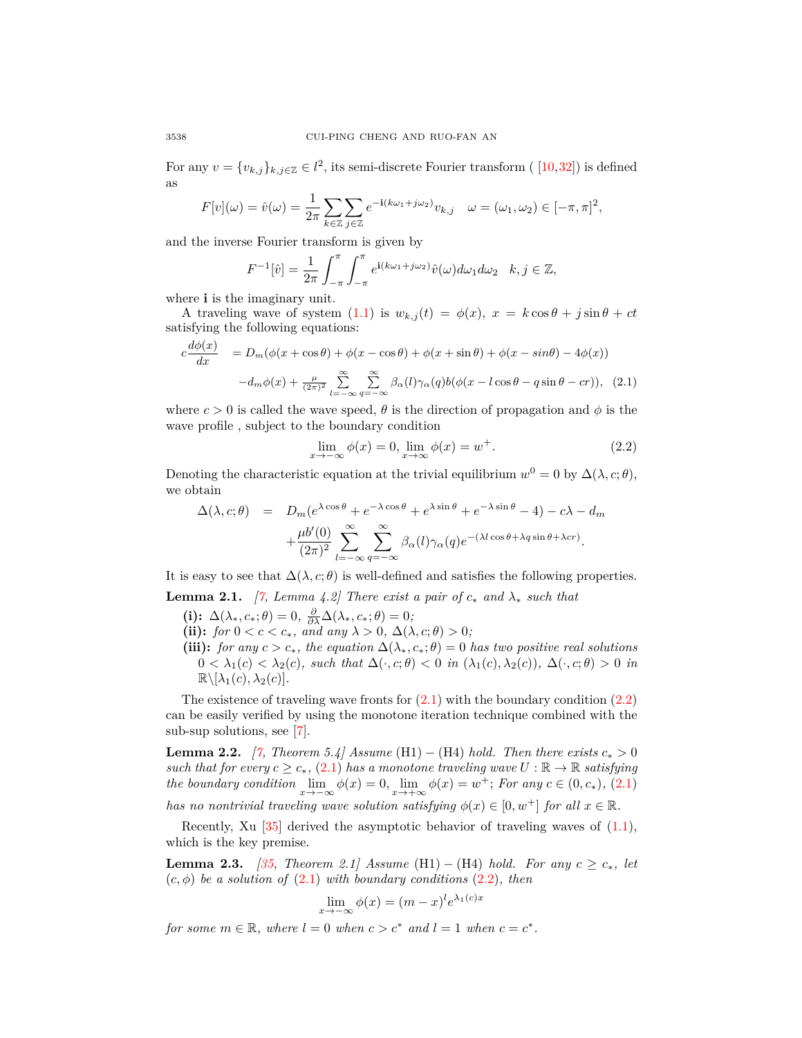For any $v = \{v_{k,j}\}_{k,j\in\mathbb{Z}} \in l^2$, its semi-discrete Fourier transform ( [10,32]) is defined as

$$F[v](\omega) = \hat{v}(\omega) = \frac{1}{2\pi}\sum_{k\in\mathbb{Z}}\sum_{j\in\mathbb{Z}} e^{-\mathbf{i}(k\omega_1 + j\omega_2)} v_{k,j} \quad \omega = (\omega_1, \omega_2) \in [-\pi, \pi]^2,$$

and the inverse Fourier transform is given by

$$F^{-1}[\hat{v}] = \frac{1}{2\pi}\int_{-\pi}^{\pi}\int_{-\pi}^{\pi} e^{\mathbf{i}(k\omega_1 + j\omega_2)}\hat{v}(\omega)d\omega_1 d\omega_2 \quad k, j \in \mathbb{Z},$$

where $\mathbf{i}$ is the imaginary unit.

A traveling wave of system (1.1) is $w_{k,j}(t) = \phi(x)$, $x = k\cos\theta + j\sin\theta + ct$ satisfying the following equations:

$$\begin{aligned} c\frac{d\phi(x)}{dx} &= D_m(\phi(x+\cos\theta) + \phi(x-\cos\theta) + \phi(x+\sin\theta) + \phi(x-sin\theta) - 4\phi(x)) \\ &\quad - d_m\phi(x) + \tfrac{\mu}{(2\pi)^2}\sum_{l=-\infty}^{\infty}\sum_{q=-\infty}^{\infty}\beta_\alpha(l)\gamma_\alpha(q)b(\phi(x - l\cos\theta - q\sin\theta - cr)), \quad (2.1) \end{aligned}$$

where $c > 0$ is called the wave speed, $\theta$ is the direction of propagation and $\phi$ is the wave profile , subject to the boundary condition

$$\lim_{x\to-\infty}\phi(x) = 0, \lim_{x\to\infty}\phi(x) = w^+. \quad (2.2)$$

Denoting the characteristic equation at the trivial equilibrium $w^0 = 0$ by $\Delta(\lambda, c; \theta)$, we obtain

$$\begin{aligned} \Delta(\lambda, c; \theta) &= D_m(e^{\lambda\cos\theta} + e^{-\lambda\cos\theta} + e^{\lambda\sin\theta} + e^{-\lambda\sin\theta} - 4) - c\lambda - d_m \\ &\quad + \frac{\mu b'(0)}{(2\pi)^2}\sum_{l=-\infty}^{\infty}\sum_{q=-\infty}^{\infty}\beta_\alpha(l)\gamma_\alpha(q)e^{-(\lambda l\cos\theta + \lambda q\sin\theta + \lambda cr)}. \end{aligned}$$

It is easy to see that $\Delta(\lambda, c; \theta)$ is well-defined and satisfies the following properties.

**Lemma 2.1.** *[7, Lemma 4.2] There exist a pair of $c_*$ and $\lambda_*$ such that*

- **(i):** $\Delta(\lambda_*, c_*; \theta) = 0$, $\frac{\partial}{\partial\lambda}\Delta(\lambda_*, c_*; \theta) = 0$;
- **(ii):** *for $0 < c < c_*$, and any $\lambda > 0$, $\Delta(\lambda, c; \theta) > 0$;*
- **(iii):** *for any $c > c_*$, the equation $\Delta(\lambda_*, c_*; \theta) = 0$ has two positive real solutions $0 < \lambda_1(c) < \lambda_2(c)$, such that $\Delta(\cdot, c; \theta) < 0$ in $(\lambda_1(c), \lambda_2(c))$, $\Delta(\cdot, c; \theta) > 0$ in $\mathbb{R}\backslash[\lambda_1(c), \lambda_2(c)]$.*

The existence of traveling wave fronts for (2.1) with the boundary condition (2.2) can be easily verified by using the monotone iteration technique combined with the sub-sup solutions, see [7].

**Lemma 2.2.** *[7, Theorem 5.4] Assume* (H1) − (H4) *hold. Then there exists $c_* > 0$ such that for every $c \geq c_*$, (2.1) has a monotone traveling wave $U : \mathbb{R} \to \mathbb{R}$ satisfying the boundary condition $\lim_{x\to-\infty}\phi(x) = 0$, $\lim_{x\to+\infty}\phi(x) = w^+$; For any $c \in (0, c_*)$, (2.1) has no nontrivial traveling wave solution satisfying $\phi(x) \in [0, w^+]$ for all $x \in \mathbb{R}$.*

Recently, Xu [35] derived the asymptotic behavior of traveling waves of (1.1), which is the key premise.

**Lemma 2.3.** *[35, Theorem 2.1] Assume* (H1) − (H4) *hold. For any $c \geq c_*$, let $(c, \phi)$ be a solution of (2.1) with boundary conditions (2.2), then*

$$\lim_{x\to-\infty}\phi(x) = (m - x)^l e^{\lambda_1(c)x}$$

*for some $m \in \mathbb{R}$, where $l = 0$ when $c > c^*$ and $l = 1$ when $c = c^*$.*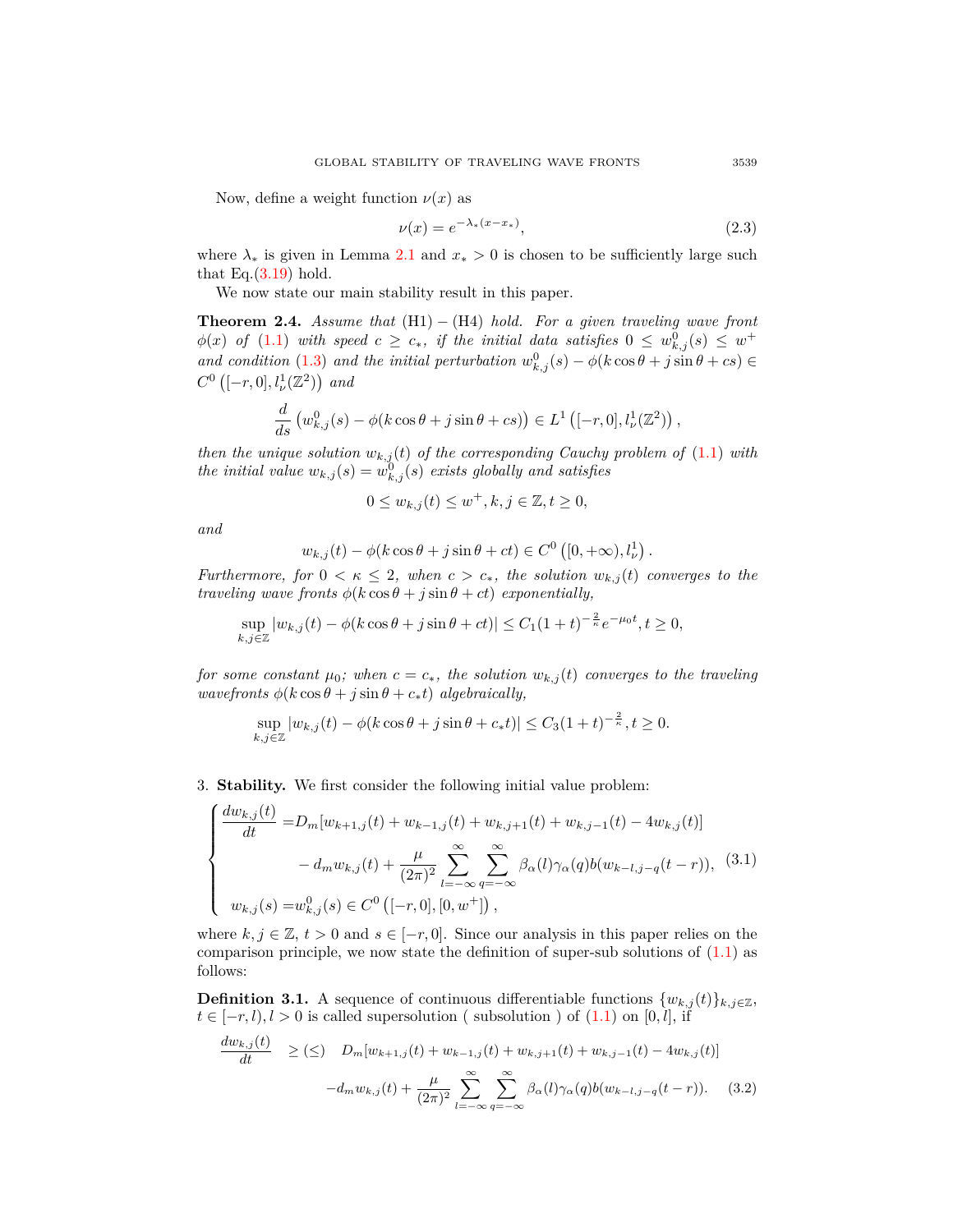Now, define a weight function $\nu(x)$ as

$$\nu(x) = e^{-\lambda_*(x - x_*)}, \tag{2.3}$$

where $\lambda_*$ is given in Lemma 2.1 and $x_* > 0$ is chosen to be sufficiently large such that Eq.(3.19) hold.

We now state our main stability result in this paper.

**Theorem 2.4.** *Assume that* (H1) − (H4) *hold. For a given traveling wave front* $\phi(x)$ *of* (1.1) *with speed* $c \geq c_*$*, if the initial data satisfies* $0 \leq w^0_{k,j}(s) \leq w^+$ *and condition* (1.3) *and the initial perturbation* $w^0_{k,j}(s) - \phi(k\cos\theta + j\sin\theta + cs) \in C^0\left([-r, 0], l^1_\nu(\mathbb{Z}^2)\right)$ *and*

$$\frac{d}{ds}\left(w^0_{k,j}(s) - \phi(k\cos\theta + j\sin\theta + cs)\right) \in L^1\left([-r, 0], l^1_\nu(\mathbb{Z}^2)\right),$$

*then the unique solution* $w_{k,j}(t)$ *of the corresponding Cauchy problem of* (1.1) *with the initial value* $w_{k,j}(s) = w^0_{k,j}(s)$ *exists globally and satisfies*

$$0 \leq w_{k,j}(t) \leq w^+, k, j \in \mathbb{Z}, t \geq 0,$$

*and*

$$w_{k,j}(t) - \phi(k\cos\theta + j\sin\theta + ct) \in C^0\left([0, +\infty), l^1_\nu\right).$$

*Furthermore, for* $0 < \kappa \leq 2$*, when* $c > c_*$*, the solution* $w_{k,j}(t)$ *converges to the traveling wave fronts* $\phi(k\cos\theta + j\sin\theta + ct)$ *exponentially,*

$$\sup_{k,j\in\mathbb{Z}} |w_{k,j}(t) - \phi(k\cos\theta + j\sin\theta + ct)| \leq C_1(1+t)^{-\frac{2}{\kappa}} e^{-\mu_0 t}, t \geq 0,$$

*for some constant* $\mu_0$*; when* $c = c_*$*, the solution* $w_{k,j}(t)$ *converges to the traveling wavefronts* $\phi(k\cos\theta + j\sin\theta + c_*t)$ *algebraically,*

$$\sup_{k,j\in\mathbb{Z}} |w_{k,j}(t) - \phi(k\cos\theta + j\sin\theta + c_*t)| \leq C_3(1+t)^{-\frac{2}{\kappa}}, t \geq 0.$$

## 3. **Stability.**

We first consider the following initial value problem:

$$\begin{cases} \dfrac{dw_{k,j}(t)}{dt} = D_m[w_{k+1,j}(t) + w_{k-1,j}(t) + w_{k,j+1}(t) + w_{k,j-1}(t) - 4w_{k,j}(t)] \\ \qquad\qquad - d_m w_{k,j}(t) + \dfrac{\mu}{(2\pi)^2} \displaystyle\sum_{l=-\infty}^{\infty} \sum_{q=-\infty}^{\infty} \beta_\alpha(l)\gamma_\alpha(q) b(w_{k-l,j-q}(t-r)), \\ w_{k,j}(s) = w^0_{k,j}(s) \in C^0\left([-r, 0], [0, w^+]\right), \end{cases} \tag{3.1}$$

where $k, j \in \mathbb{Z}$, $t > 0$ and $s \in [-r, 0]$. Since our analysis in this paper relies on the comparison principle, we now state the definition of super-sub solutions of (1.1) as follows:

**Definition 3.1.** A sequence of continuous differentiable functions $\{w_{k,j}(t)\}_{k,j\in\mathbb{Z}}$, $t \in [-r, l), l > 0$ is called supersolution ( subsolution ) of (1.1) on $[0, l]$, if

$$\frac{dw_{k,j}(t)}{dt} \geq (\leq) \quad D_m[w_{k+1,j}(t) + w_{k-1,j}(t) + w_{k,j+1}(t) + w_{k,j-1}(t) - 4w_{k,j}(t)]$$
$$-d_m w_{k,j}(t) + \frac{\mu}{(2\pi)^2} \sum_{l=-\infty}^{\infty} \sum_{q=-\infty}^{\infty} \beta_\alpha(l)\gamma_\alpha(q) b(w_{k-l,j-q}(t-r)). \tag{3.2}$$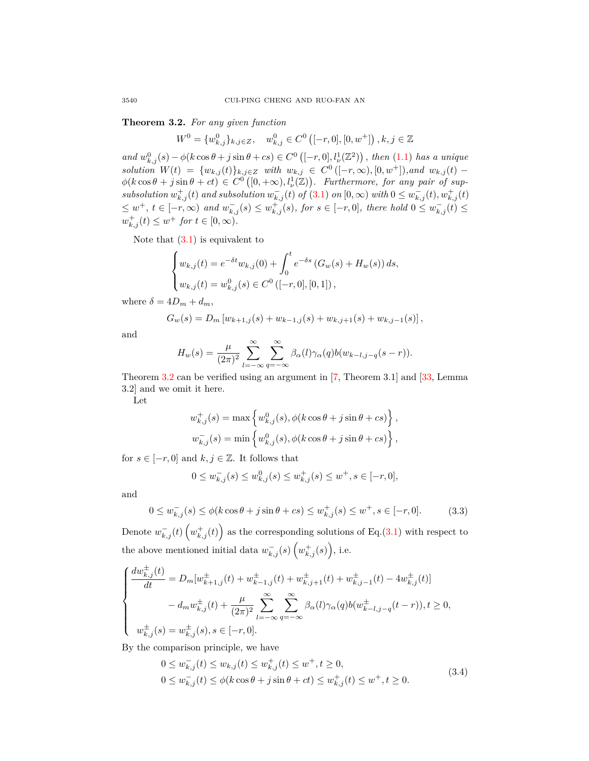**Theorem 3.2.** *For any given function*

$$W^0 = \{w^0_{k,j}\}_{k,j \in Z}, \quad w^0_{k,j} \in C^0\left([-r,0],[0,w^+]\right), k,j \in \mathbb{Z}$$

*and* $w^0_{k,j}(s) - \phi(k\cos\theta + j\sin\theta + cs) \in C^0\left([-r,0], l^1_\nu(\mathbb{Z}^2)\right)$, *then* (1.1) *has a unique solution* $W(t) = \{w_{k,j}(t)\}_{k,j \in Z}$ *with* $w_{k,j} \in C^0\left([-r,\infty),[0,w^+]\right)$,*and* $w_{k,j}(t) - \phi(k\cos\theta + j\sin\theta + ct) \in C^0\left([0,+\infty), l^1_\nu(\mathbb{Z})\right)$. *Furthermore, for any pair of sup-subsolution* $w^+_{k,j}(t)$ *and subsolution* $w^-_{k,j}(t)$ *of* (3.1) *on* $[0,\infty)$ *with* $0 \le w^-_{k,j}(t), w^+_{k,j}(t) \le w^+$, $t \in [-r,\infty)$ *and* $w^-_{k,j}(s) \le w^+_{k,j}(s)$, *for* $s \in [-r,0]$, *there hold* $0 \le w^-_{k,j}(t) \le w^+_{k,j}(t) \le w^+$ *for* $t \in [0,\infty)$.

Note that (3.1) is equivalent to

$$\begin{cases} w_{k,j}(t) = e^{-\delta t} w_{k,j}(0) + \displaystyle\int_0^t e^{-\delta s}\left(G_w(s) + H_w(s)\right) ds, \\ w_{k,j}(t) = w^0_{k,j}(s) \in C^0\left([-r,0],[0,1]\right), \end{cases}$$

where $\delta = 4D_m + d_m$,

$$G_w(s) = D_m\left[w_{k+1,j}(s) + w_{k-1,j}(s) + w_{k,j+1}(s) + w_{k,j-1}(s)\right],$$

and

$$H_w(s) = \frac{\mu}{(2\pi)^2}\sum_{l=-\infty}^{\infty}\sum_{q=-\infty}^{\infty}\beta_\alpha(l)\gamma_\alpha(q)b(w_{k-l,j-q}(s-r)).$$

Theorem 3.2 can be verified using an argument in [7, Theorem 3.1] and [33, Lemma 3.2] and we omit it here.

Let

$$w^+_{k,j}(s) = \max\left\{w^0_{k,j}(s), \phi(k\cos\theta + j\sin\theta + cs)\right\},$$

$$w^-_{k,j}(s) = \min\left\{w^0_{k,j}(s), \phi(k\cos\theta + j\sin\theta + cs)\right\},$$

for $s \in [-r,0]$ and $k,j \in \mathbb{Z}$. It follows that

$$0 \le w^-_{k,j}(s) \le w^0_{k,j}(s) \le w^+_{k,j}(s) \le w^+, s \in [-r,0],$$

and

$$0 \le w^-_{k,j}(s) \le \phi(k\cos\theta + j\sin\theta + cs) \le w^+_{k,j}(s) \le w^+, s \in [-r,0]. \tag{3.3}$$

Denote $w^-_{k,j}(t)\left(w^+_{k,j}(t)\right)$ as the corresponding solutions of Eq.(3.1) with respect to the above mentioned initial data $w^-_{k,j}(s)\left(w^+_{k,j}(s)\right)$, i.e.

$$\begin{cases} \dfrac{dw^\pm_{k,j}(t)}{dt} = D_m[w^\pm_{k+1,j}(t) + w^\pm_{k-1,j}(t) + w^\pm_{k,j+1}(t) + w^\pm_{k,j-1}(t) - 4w^\pm_{k,j}(t)] \\ \qquad\qquad - d_m w^\pm_{k,j}(t) + \dfrac{\mu}{(2\pi)^2}\displaystyle\sum_{l=-\infty}^{\infty}\sum_{q=-\infty}^{\infty}\beta_\alpha(l)\gamma_\alpha(q)b(w^\pm_{k-l,j-q}(t-r)), t \ge 0, \\ w^\pm_{k,j}(s) = w^\pm_{k,j}(s), s \in [-r,0]. \end{cases}$$

By the comparison principle, we have

$$\begin{aligned} &0 \le w^-_{k,j}(t) \le w_{k,j}(t) \le w^+_{k,j}(t) \le w^+, t \ge 0, \\ &0 \le w^-_{k,j}(t) \le \phi(k\cos\theta + j\sin\theta + ct) \le w^+_{k,j}(t) \le w^+, t \ge 0. \end{aligned} \tag{3.4}$$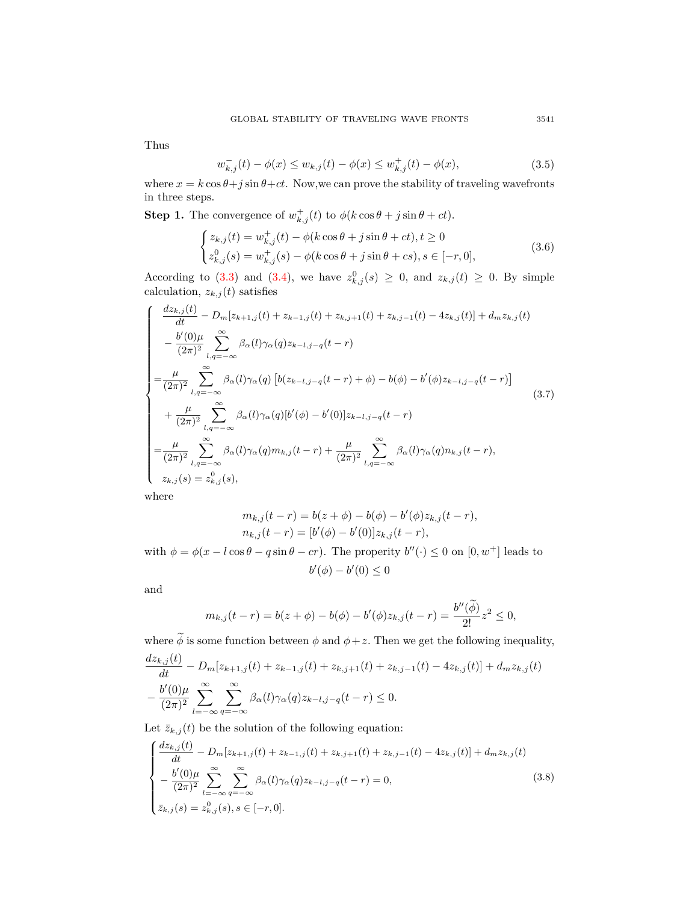Thus

$$w_{k,j}^-(t) - \phi(x) \le w_{k,j}(t) - \phi(x) \le w_{k,j}^+(t) - \phi(x), \tag{3.5}$$

where $x = k\cos\theta + j\sin\theta + ct$. Now,we can prove the stability of traveling wavefronts in three steps.

**Step 1.** The convergence of $w_{k,j}^+(t)$ to $\phi(k\cos\theta + j\sin\theta + ct)$.

$$\begin{cases} z_{k,j}(t) = w_{k,j}^+(t) - \phi(k\cos\theta + j\sin\theta + ct), t \ge 0 \\ z_{k,j}^0(s) = w_{k,j}^+(s) - \phi(k\cos\theta + j\sin\theta + cs), s \in [-r, 0], \end{cases} \tag{3.6}$$

According to (3.3) and (3.4), we have $z_{k,j}^0(s) \ge 0$, and $z_{k,j}(t) \ge 0$. By simple calculation, $z_{k,j}(t)$ satisfies

$$\begin{cases} \dfrac{dz_{k,j}(t)}{dt} - D_m[z_{k+1,j}(t) + z_{k-1,j}(t) + z_{k,j+1}(t) + z_{k,j-1}(t) - 4z_{k,j}(t)] + d_m z_{k,j}(t) \\ \quad - \dfrac{b'(0)\mu}{(2\pi)^2} \displaystyle\sum_{l,q=-\infty}^{\infty} \beta_\alpha(l)\gamma_\alpha(q) z_{k-l,j-q}(t-r) \\ = \dfrac{\mu}{(2\pi)^2} \displaystyle\sum_{l,q=-\infty}^{\infty} \beta_\alpha(l)\gamma_\alpha(q) \left[ b(z_{k-l,j-q}(t-r) + \phi) - b(\phi) - b'(\phi) z_{k-l,j-q}(t-r) \right] \\ \quad + \dfrac{\mu}{(2\pi)^2} \displaystyle\sum_{l,q=-\infty}^{\infty} \beta_\alpha(l)\gamma_\alpha(q) [b'(\phi) - b'(0)] z_{k-l,j-q}(t-r) \\ = \dfrac{\mu}{(2\pi)^2} \displaystyle\sum_{l,q=-\infty}^{\infty} \beta_\alpha(l)\gamma_\alpha(q) m_{k,j}(t-r) + \dfrac{\mu}{(2\pi)^2} \displaystyle\sum_{l,q=-\infty}^{\infty} \beta_\alpha(l)\gamma_\alpha(q) n_{k,j}(t-r), \\ z_{k,j}(s) = z_{k,j}^0(s), \end{cases} \tag{3.7}$$

where

$$m_{k,j}(t-r) = b(z+\phi) - b(\phi) - b'(\phi) z_{k,j}(t-r),$$
$$n_{k,j}(t-r) = [b'(\phi) - b'(0)] z_{k,j}(t-r),$$

with $\phi = \phi(x - l\cos\theta - q\sin\theta - cr)$. The properity $b''(\cdot) \le 0$ on $[0, w^+]$ leads to

$$b'(\phi) - b'(0) \le 0$$

and

$$m_{k,j}(t-r) = b(z+\phi) - b(\phi) - b'(\phi) z_{k,j}(t-r) = \frac{b''(\widetilde{\phi})}{2!} z^2 \le 0,$$

where $\widetilde{\phi}$ is some function between $\phi$ and $\phi + z$. Then we get the following inequality,

$$\frac{dz_{k,j}(t)}{dt} - D_m[z_{k+1,j}(t) + z_{k-1,j}(t) + z_{k,j+1}(t) + z_{k,j-1}(t) - 4z_{k,j}(t)] + d_m z_{k,j}(t)$$
$$- \frac{b'(0)\mu}{(2\pi)^2} \sum_{l=-\infty}^{\infty} \sum_{q=-\infty}^{\infty} \beta_\alpha(l)\gamma_\alpha(q) z_{k-l,j-q}(t-r) \le 0.$$

Let $\bar{z}_{k,j}(t)$ be the solution of the following equation:

$$\begin{cases} \dfrac{dz_{k,j}(t)}{dt} - D_m[z_{k+1,j}(t) + z_{k-1,j}(t) + z_{k,j+1}(t) + z_{k,j-1}(t) - 4z_{k,j}(t)] + d_m z_{k,j}(t) \\ - \dfrac{b'(0)\mu}{(2\pi)^2} \displaystyle\sum_{l=-\infty}^{\infty} \sum_{q=-\infty}^{\infty} \beta_\alpha(l)\gamma_\alpha(q) z_{k-l,j-q}(t-r) = 0, \\ \bar{z}_{k,j}(s) = z_{k,j}^0(s), s \in [-r, 0]. \end{cases} \tag{3.8}$$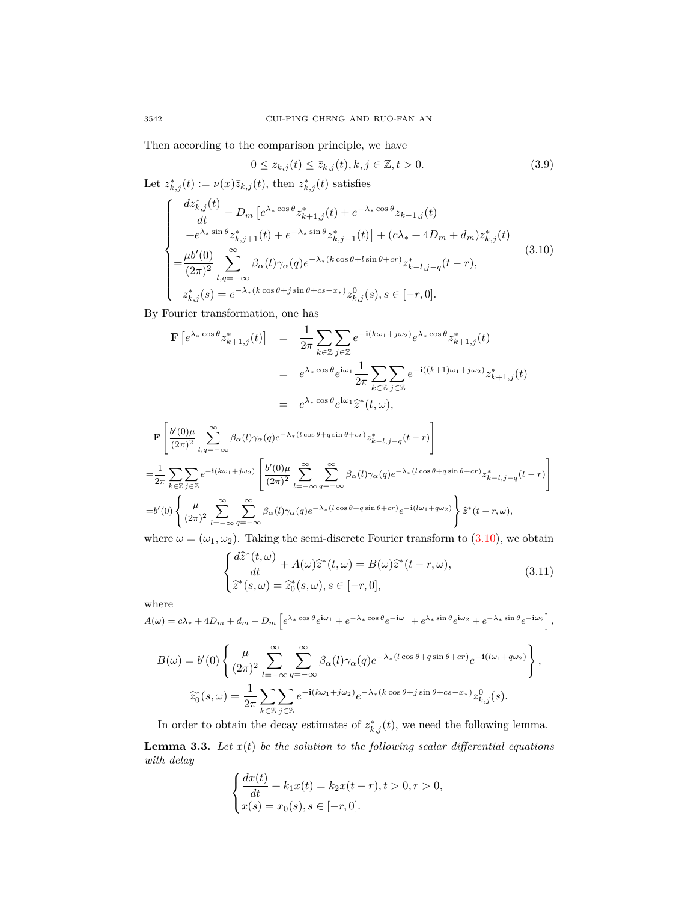Then according to the comparison principle, we have

$$0 \le z_{k,j}(t) \le \bar{z}_{k,j}(t), k, j \in \mathbb{Z}, t > 0. \tag{3.9}$$

Let $z^*_{k,j}(t) := \nu(x)\bar{z}_{k,j}(t)$, then $z^*_{k,j}(t)$ satisfies

$$\begin{cases} \dfrac{dz^*_{k,j}(t)}{dt} - D_m\left[e^{\lambda_*\cos\theta}z^*_{k+1,j}(t) + e^{-\lambda_*\cos\theta}z_{k-1,j}(t)\right. \\ \left. \quad + e^{\lambda_*\sin\theta}z^*_{k,j+1}(t) + e^{-\lambda_*\sin\theta}z^*_{k,j-1}(t)\right] + (c\lambda_* + 4D_m + d_m)z^*_{k,j}(t) \\ = \dfrac{\mu b'(0)}{(2\pi)^2}\displaystyle\sum_{l,q=-\infty}^{\infty}\beta_\alpha(l)\gamma_\alpha(q)e^{-\lambda_*(k\cos\theta + l\sin\theta + cr)}z^*_{k-l,j-q}(t-r), \\ z^*_{k,j}(s) = e^{-\lambda_*(k\cos\theta + j\sin\theta + cs - x_*)}z^0_{k,j}(s), s \in [-r, 0]. \end{cases} \tag{3.10}$$

By Fourier transformation, one has

$$\begin{aligned} \mathbf{F}\left[e^{\lambda_*\cos\theta}z^*_{k+1,j}(t)\right] &= \frac{1}{2\pi}\sum_{k\in\mathbb{Z}}\sum_{j\in\mathbb{Z}}e^{-\mathbf{i}(k\omega_1 + j\omega_2)}e^{\lambda_*\cos\theta}z^*_{k+1,j}(t) \\ &= e^{\lambda_*\cos\theta}e^{\mathbf{i}\omega_1}\frac{1}{2\pi}\sum_{k\in\mathbb{Z}}\sum_{j\in\mathbb{Z}}e^{-\mathbf{i}((k+1)\omega_1 + j\omega_2)}z^*_{k+1,j}(t) \\ &= e^{\lambda_*\cos\theta}e^{\mathbf{i}\omega_1}\widehat{z}^*(t,\omega), \end{aligned}$$

$$\begin{aligned} &\mathbf{F}\left[\frac{b'(0)\mu}{(2\pi)^2}\sum_{l,q=-\infty}^{\infty}\beta_\alpha(l)\gamma_\alpha(q)e^{-\lambda_*(l\cos\theta + q\sin\theta + cr)}z^*_{k-l,j-q}(t-r)\right] \\ =& \frac{1}{2\pi}\sum_{k\in\mathbb{Z}}\sum_{j\in\mathbb{Z}}e^{-\mathbf{i}(k\omega_1 + j\omega_2)}\left[\frac{b'(0)\mu}{(2\pi)^2}\sum_{l=-\infty}^{\infty}\sum_{q=-\infty}^{\infty}\beta_\alpha(l)\gamma_\alpha(q)e^{-\lambda_*(l\cos\theta + q\sin\theta + cr)}z^*_{k-l,j-q}(t-r)\right] \\ =& b'(0)\left\{\frac{\mu}{(2\pi)^2}\sum_{l=-\infty}^{\infty}\sum_{q=-\infty}^{\infty}\beta_\alpha(l)\gamma_\alpha(q)e^{-\lambda_*(l\cos\theta + q\sin\theta + cr)}e^{-\mathbf{i}(l\omega_1 + q\omega_2)}\right\}\widehat{z}^*(t-r,\omega), \end{aligned}$$

where $\omega = (\omega_1, \omega_2)$. Taking the semi-discrete Fourier transform to (3.10), we obtain

$$\begin{cases} \dfrac{d\widehat{z}^*(t,\omega)}{dt} + A(\omega)\widehat{z}^*(t,\omega) = B(\omega)\widehat{z}^*(t-r,\omega), \\ \widehat{z}^*(s,\omega) = \widehat{z}^*_0(s,\omega), s \in [-r, 0], \end{cases} \tag{3.11}$$

where

$$A(\omega) = c\lambda_* + 4D_m + d_m - D_m\left[e^{\lambda_*\cos\theta}e^{\mathbf{i}\omega_1} + e^{-\lambda_*\cos\theta}e^{-\mathbf{i}\omega_1} + e^{\lambda_*\sin\theta}e^{\mathbf{i}\omega_2} + e^{-\lambda_*\sin\theta}e^{-\mathbf{i}\omega_2}\right],$$

$$B(\omega) = b'(0)\left\{\frac{\mu}{(2\pi)^2}\sum_{l=-\infty}^{\infty}\sum_{q=-\infty}^{\infty}\beta_\alpha(l)\gamma_\alpha(q)e^{-\lambda_*(l\cos\theta + q\sin\theta + cr)}e^{-\mathbf{i}(l\omega_1 + q\omega_2)}\right\},$$

$$\widehat{z}^*_0(s,\omega) = \frac{1}{2\pi}\sum_{k\in\mathbb{Z}}\sum_{j\in\mathbb{Z}}e^{-\mathbf{i}(k\omega_1 + j\omega_2)}e^{-\lambda_*(k\cos\theta + j\sin\theta + cs - x_*)}z^0_{k,j}(s).$$

In order to obtain the decay estimates of $z^*_{k,j}(t)$, we need the following lemma.

**Lemma 3.3.** *Let $x(t)$ be the solution to the following scalar differential equations with delay*

$$\begin{cases} \dfrac{dx(t)}{dt} + k_1 x(t) = k_2 x(t-r), t > 0, r > 0, \\ x(s) = x_0(s), s \in [-r, 0]. \end{cases}$$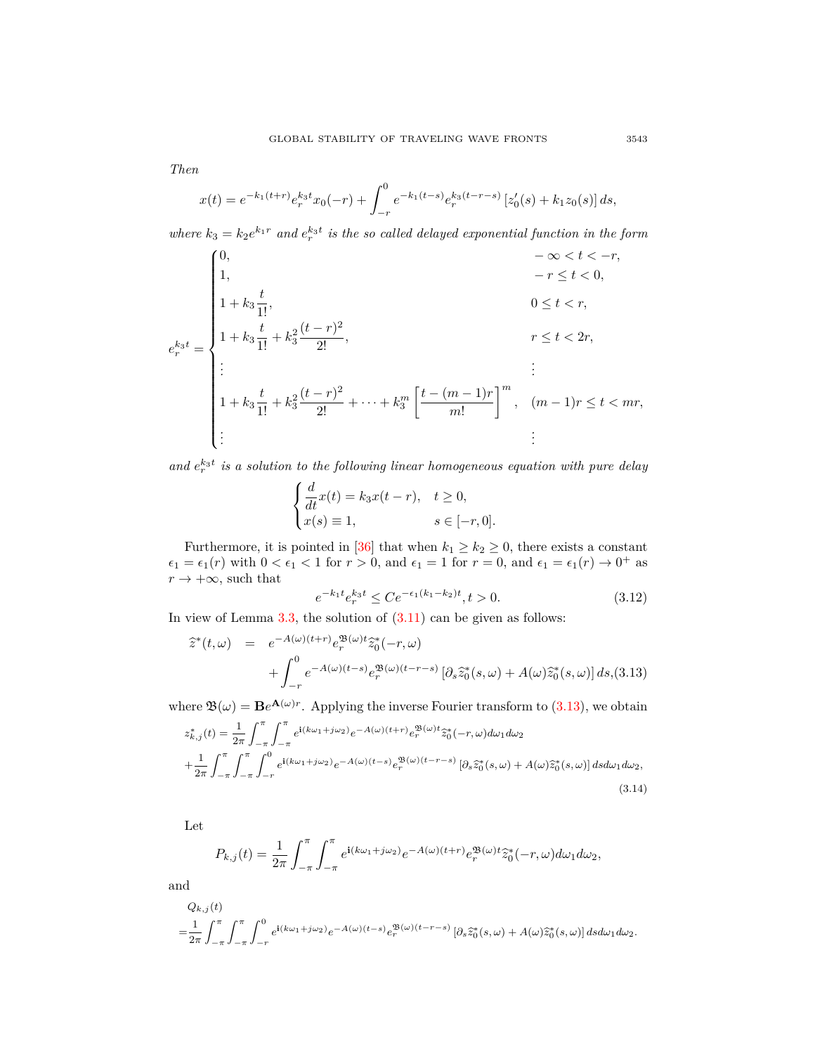*Then*

$$x(t) = e^{-k_1(t+r)} e_r^{k_3 t} x_0(-r) + \int_{-r}^{0} e^{-k_1(t-s)} e_r^{k_3(t-r-s)} \left[z_0'(s) + k_1 z_0(s)\right] ds,$$

*where* $k_3 = k_2 e^{k_1 r}$ *and* $e_r^{k_3 t}$ *is the so called delayed exponential function in the form*

$$e_r^{k_3 t} = \begin{cases} 0, & -\infty < t < -r, \\ 1, & -r \le t < 0, \\ 1 + k_3 \dfrac{t}{1!}, & 0 \le t < r, \\ 1 + k_3 \dfrac{t}{1!} + k_3^2 \dfrac{(t-r)^2}{2!}, & r \le t < 2r, \\ \vdots & \vdots \\ 1 + k_3 \dfrac{t}{1!} + k_3^2 \dfrac{(t-r)^2}{2!} + \cdots + k_3^m \left[\dfrac{t-(m-1)r}{m!}\right]^m, & (m-1)r \le t < mr, \\ \vdots & \vdots \end{cases}$$

*and* $e_r^{k_3 t}$ *is a solution to the following linear homogeneous equation with pure delay*

$$\begin{cases} \dfrac{d}{dt} x(t) = k_3 x(t-r), & t \ge 0, \\ x(s) \equiv 1, & s \in [-r, 0]. \end{cases}$$

Furthermore, it is pointed in [36] that when $k_1 \ge k_2 \ge 0$, there exists a constant $\epsilon_1 = \epsilon_1(r)$ with $0 < \epsilon_1 < 1$ for $r > 0$, and $\epsilon_1 = 1$ for $r = 0$, and $\epsilon_1 = \epsilon_1(r) \to 0^+$ as $r \to +\infty$, such that

$$e^{-k_1 t} e_r^{k_3 t} \le C e^{-\epsilon_1(k_1 - k_2)t}, t > 0. \tag{3.12}$$

In view of Lemma 3.3, the solution of (3.11) can be given as follows:

$$\begin{aligned} \widehat{z}^*(t,\omega) &= e^{-A(\omega)(t+r)} e_r^{\mathfrak{B}(\omega)t} \widehat{z}_0^*(-r,\omega) \\ &\quad + \int_{-r}^{0} e^{-A(\omega)(t-s)} e_r^{\mathfrak{B}(\omega)(t-r-s)} \left[\partial_s \widehat{z}_0^*(s,\omega) + A(\omega)\widehat{z}_0^*(s,\omega)\right] ds, \end{aligned} \tag{3.13}$$

where $\mathfrak{B}(\omega) = \mathbf{B} e^{\mathbf{A}(\omega) r}$. Applying the inverse Fourier transform to (3.13), we obtain

$$\begin{aligned} z_{k,j}^*(t) &= \frac{1}{2\pi} \int_{-\pi}^{\pi} \int_{-\pi}^{\pi} e^{\mathbf{i}(k\omega_1 + j\omega_2)} e^{-A(\omega)(t+r)} e_r^{\mathfrak{B}(\omega)t} \widehat{z}_0^*(-r,\omega) d\omega_1 d\omega_2 \\ &+ \frac{1}{2\pi} \int_{-\pi}^{\pi} \int_{-\pi}^{\pi} \int_{-r}^{0} e^{\mathbf{i}(k\omega_1 + j\omega_2)} e^{-A(\omega)(t-s)} e_r^{\mathfrak{B}(\omega)(t-r-s)} \left[\partial_s \widehat{z}_0^*(s,\omega) + A(\omega)\widehat{z}_0^*(s,\omega)\right] ds d\omega_1 d\omega_2, \end{aligned} \tag{3.14}$$

Let

$$P_{k,j}(t) = \frac{1}{2\pi} \int_{-\pi}^{\pi} \int_{-\pi}^{\pi} e^{\mathbf{i}(k\omega_1 + j\omega_2)} e^{-A(\omega)(t+r)} e_r^{\mathfrak{B}(\omega)t} \widehat{z}_0^*(-r,\omega) d\omega_1 d\omega_2,$$

and

$$\begin{aligned} &Q_{k,j}(t) \\ =& \frac{1}{2\pi} \int_{-\pi}^{\pi} \int_{-\pi}^{\pi} \int_{-r}^{0} e^{\mathbf{i}(k\omega_1 + j\omega_2)} e^{-A(\omega)(t-s)} e_r^{\mathfrak{B}(\omega)(t-r-s)} \left[\partial_s \widehat{z}_0^*(s,\omega) + A(\omega)\widehat{z}_0^*(s,\omega)\right] ds d\omega_1 d\omega_2. \end{aligned}$$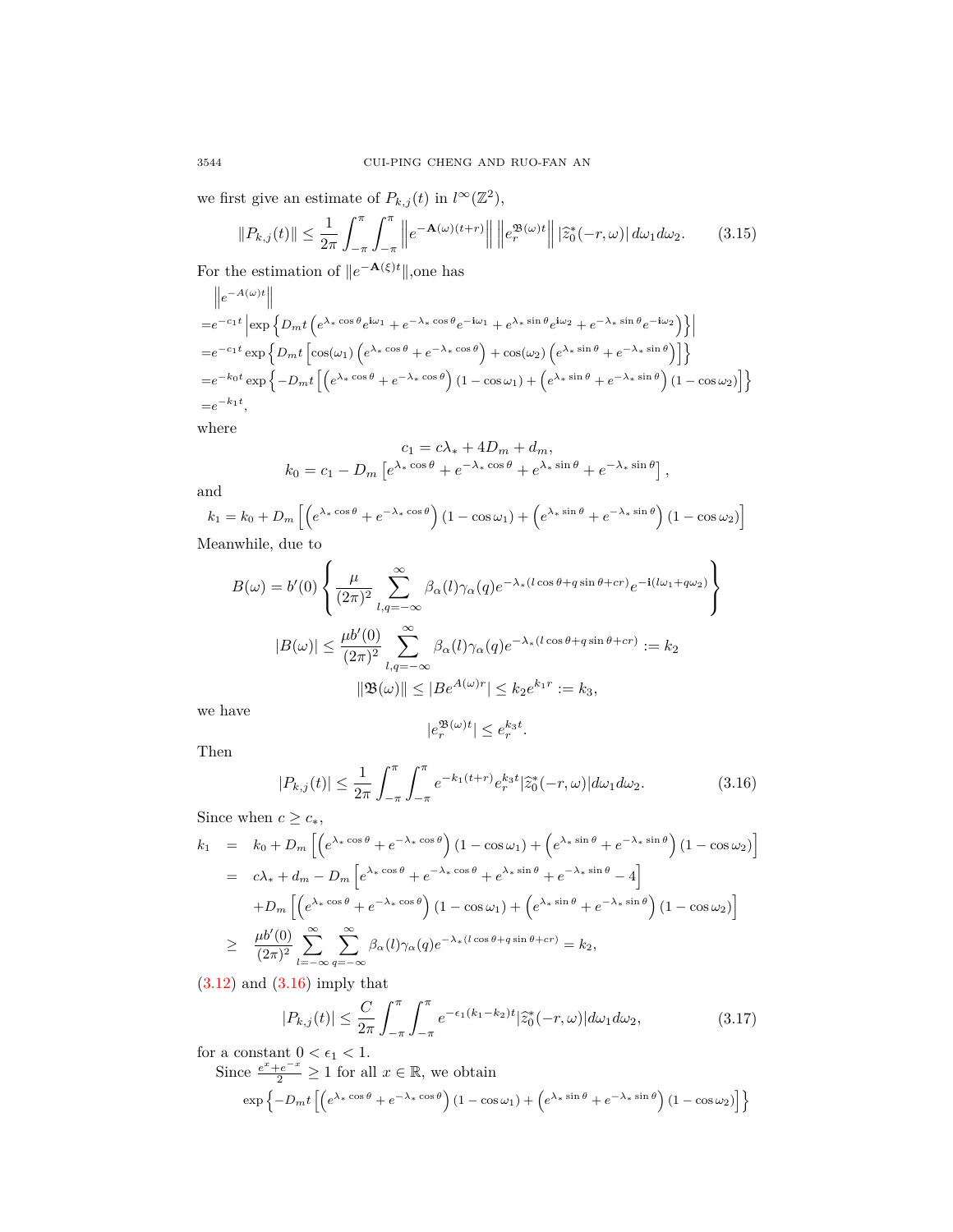we first give an estimate of $P_{k,j}(t)$ in $l^\infty(\mathbb{Z}^2)$,

$$\|P_{k,j}(t)\| \leq \frac{1}{2\pi}\int_{-\pi}^{\pi}\int_{-\pi}^{\pi}\left\|e^{-\mathbf{A}(\omega)(t+r)}\right\|\left\|e_r^{\mathfrak{B}(\omega)t}\right\|\left|\widehat{z}_0^*(-r,\omega)\right|d\omega_1 d\omega_2. \tag{3.15}$$

For the estimation of $\|e^{-\mathbf{A}(\xi)t}\|$,one has

$$\begin{aligned}
&\left\|e^{-A(\omega)t}\right\| \\
=&e^{-c_1 t}\left|\exp\left\{D_m t\left(e^{\lambda_*\cos\theta}e^{\mathbf{i}\omega_1}+e^{-\lambda_*\cos\theta}e^{-\mathbf{i}\omega_1}+e^{\lambda_*\sin\theta}e^{\mathbf{i}\omega_2}+e^{-\lambda_*\sin\theta}e^{-\mathbf{i}\omega_2}\right)\right\}\right| \\
=&e^{-c_1 t}\exp\left\{D_m t\left[\cos(\omega_1)\left(e^{\lambda_*\cos\theta}+e^{-\lambda_*\cos\theta}\right)+\cos(\omega_2)\left(e^{\lambda_*\sin\theta}+e^{-\lambda_*\sin\theta}\right)\right]\right\} \\
=&e^{-k_0 t}\exp\left\{-D_m t\left[\left(e^{\lambda_*\cos\theta}+e^{-\lambda_*\cos\theta}\right)(1-\cos\omega_1)+\left(e^{\lambda_*\sin\theta}+e^{-\lambda_*\sin\theta}\right)(1-\cos\omega_2)\right]\right\} \\
=&e^{-k_1 t},
\end{aligned}$$

where

$$c_1 = c\lambda_* + 4D_m + d_m,$$
$$k_0 = c_1 - D_m\left[e^{\lambda_*\cos\theta}+e^{-\lambda_*\cos\theta}+e^{\lambda_*\sin\theta}+e^{-\lambda_*\sin\theta}\right],$$

and

$$k_1 = k_0 + D_m\left[\left(e^{\lambda_*\cos\theta}+e^{-\lambda_*\cos\theta}\right)(1-\cos\omega_1)+\left(e^{\lambda_*\sin\theta}+e^{-\lambda_*\sin\theta}\right)(1-\cos\omega_2)\right]$$

Meanwhile, due to

$$B(\omega) = b'(0)\left\{\frac{\mu}{(2\pi)^2}\sum_{l,q=-\infty}^{\infty}\beta_\alpha(l)\gamma_\alpha(q)e^{-\lambda_*(l\cos\theta+q\sin\theta+cr)}e^{-\mathbf{i}(l\omega_1+q\omega_2)}\right\}$$

$$|B(\omega)| \leq \frac{\mu b'(0)}{(2\pi)^2}\sum_{l,q=-\infty}^{\infty}\beta_\alpha(l)\gamma_\alpha(q)e^{-\lambda_*(l\cos\theta+q\sin\theta+cr)} := k_2$$

$$\|\mathfrak{B}(\omega)\| \leq |Be^{A(\omega)r}| \leq k_2 e^{k_1 r} := k_3,$$

we have

$$|e_r^{\mathfrak{B}(\omega)t}| \leq e_r^{k_3 t}.$$

Then

$$|P_{k,j}(t)| \leq \frac{1}{2\pi}\int_{-\pi}^{\pi}\int_{-\pi}^{\pi}e^{-k_1(t+r)}e_r^{k_3 t}|\widehat{z}_0^*(-r,\omega)|d\omega_1 d\omega_2. \tag{3.16}$$

Since when $c \geq c_*$,

$$\begin{aligned}
k_1 &= k_0 + D_m\left[\left(e^{\lambda_*\cos\theta}+e^{-\lambda_*\cos\theta}\right)(1-\cos\omega_1)+\left(e^{\lambda_*\sin\theta}+e^{-\lambda_*\sin\theta}\right)(1-\cos\omega_2)\right] \\
&= c\lambda_* + d_m - D_m\left[e^{\lambda_*\cos\theta}+e^{-\lambda_*\cos\theta}+e^{\lambda_*\sin\theta}+e^{-\lambda_*\sin\theta}-4\right] \\
&\quad + D_m\left[\left(e^{\lambda_*\cos\theta}+e^{-\lambda_*\cos\theta}\right)(1-\cos\omega_1)+\left(e^{\lambda_*\sin\theta}+e^{-\lambda_*\sin\theta}\right)(1-\cos\omega_2)\right] \\
&\geq \frac{\mu b'(0)}{(2\pi)^2}\sum_{l=-\infty}^{\infty}\sum_{q=-\infty}^{\infty}\beta_\alpha(l)\gamma_\alpha(q)e^{-\lambda_*(l\cos\theta+q\sin\theta+cr)} = k_2,
\end{aligned}$$

(3.12) and (3.16) imply that

$$|P_{k,j}(t)| \leq \frac{C}{2\pi}\int_{-\pi}^{\pi}\int_{-\pi}^{\pi}e^{-\epsilon_1(k_1-k_2)t}|\widehat{z}_0^*(-r,\omega)|d\omega_1 d\omega_2, \tag{3.17}$$

for a constant $0 < \epsilon_1 < 1$.

Since $\frac{e^x+e^{-x}}{2} \geq 1$ for all $x \in \mathbb{R}$, we obtain

$$\exp\left\{-D_m t\left[\left(e^{\lambda_*\cos\theta}+e^{-\lambda_*\cos\theta}\right)(1-\cos\omega_1)+\left(e^{\lambda_*\sin\theta}+e^{-\lambda_*\sin\theta}\right)(1-\cos\omega_2)\right]\right\}$$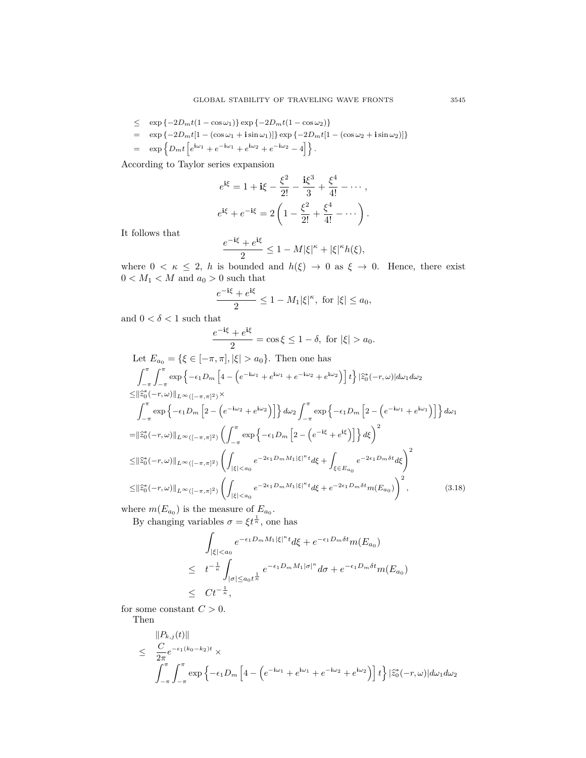$$
\begin{aligned}
&\le \quad \exp\left\{-2D_m t(1-\cos\omega_1)\right\}\exp\left\{-2D_m t(1-\cos\omega_2)\right\} \\
&= \quad \exp\left\{-2D_m t[1-(\cos\omega_1+\mathbf{i}\sin\omega_1)]\right\}\exp\left\{-2D_m t[1-(\cos\omega_2+\mathbf{i}\sin\omega_2)]\right\} \\
&= \quad \exp\left\{D_m t\left[e^{\mathbf{i}\omega_1}+e^{-\mathbf{i}\omega_1}+e^{\mathbf{i}\omega_2}+e^{-\mathbf{i}\omega_2}-4\right]\right\}.
\end{aligned}
$$

According to Taylor series expansion

$$
e^{\mathbf{i}\xi} = 1+\mathbf{i}\xi-\frac{\xi^2}{2!}-\frac{\mathbf{i}\xi^3}{3}+\frac{\xi^4}{4!}-\cdots,
$$

$$
e^{\mathbf{i}\xi}+e^{-\mathbf{i}\xi} = 2\left(1-\frac{\xi^2}{2!}+\frac{\xi^4}{4!}-\cdots\right).
$$

It follows that

$$
\frac{e^{-\mathbf{i}\xi}+e^{\mathbf{i}\xi}}{2} \le 1-M|\xi|^\kappa+|\xi|^\kappa h(\xi),
$$

where $0<\kappa\le 2$, $h$ is bounded and $h(\xi)\to 0$ as $\xi\to 0$. Hence, there exist $0<M_1<M$ and $a_0>0$ such that

$$
\frac{e^{-\mathbf{i}\xi}+e^{\mathbf{i}\xi}}{2} \le 1-M_1|\xi|^\kappa, \text{ for } |\xi|\le a_0,
$$

and $0<\delta<1$ such that

$$
\frac{e^{-\mathbf{i}\xi}+e^{\mathbf{i}\xi}}{2} = \cos\xi \le 1-\delta, \text{ for } |\xi|>a_0.
$$

Let $E_{a_0}=\{\xi\in[-\pi,\pi],|\xi|>a_0\}$. Then one has

$$
\begin{aligned}
&\int_{-\pi}^{\pi}\int_{-\pi}^{\pi}\exp\left\{-\epsilon_1 D_m\left[4-\left(e^{-\mathbf{i}\omega_1}+e^{\mathbf{i}\omega_1}+e^{-\mathbf{i}\omega_2}+e^{\mathbf{i}\omega_2}\right)\right]t\right\}|\widehat{z}_0^*(-r,\omega)|d\omega_1 d\omega_2 \\
\le&\|\widehat{z}_0^*(-r,\omega)\|_{L^\infty([-\pi,\pi]^2)}\times \\
&\int_{-\pi}^{\pi}\exp\left\{-\epsilon_1 D_m\left[2-\left(e^{-\mathbf{i}\omega_2}+e^{\mathbf{i}\omega_2}\right)\right]\right\}d\omega_2\int_{-\pi}^{\pi}\exp\left\{-\epsilon_1 D_m\left[2-\left(e^{-\mathbf{i}\omega_1}+e^{\mathbf{i}\omega_1}\right)\right]\right\}d\omega_1 \\
=&\|\widehat{z}_0^*(-r,\omega)\|_{L^\infty([-\pi,\pi]^2)}\left(\int_{-\pi}^{\pi}\exp\left\{-\epsilon_1 D_m\left[2-\left(e^{-\mathbf{i}\xi}+e^{\mathbf{i}\xi}\right)\right]\right\}d\xi\right)^2 \\
\le&\|\widehat{z}_0^*(-r,\omega)\|_{L^\infty([-\pi,\pi]^2)}\left(\int_{|\xi|<a_0}e^{-2\epsilon_1 D_m M_1|\xi|^\kappa t}d\xi+\int_{\xi\in E_{a_0}}e^{-2\epsilon_1 D_m\delta t}d\xi\right)^2 \\
\le&\|\widehat{z}_0^*(-r,\omega)\|_{L^\infty([-\pi,\pi]^2)}\left(\int_{|\xi|<a_0}e^{-2\epsilon_1 D_m M_1|\xi|^\kappa t}d\xi+e^{-2\epsilon_1 D_m\delta t}m(E_{a_0})\right)^2, \qquad (3.18)
\end{aligned}
$$

where $m(E_{a_0})$ is the measure of $E_{a_0}$.

By changing variables $\sigma=\xi t^{\frac{1}{\kappa}}$, one has

$$
\begin{aligned}
&\int_{|\xi|<a_0}e^{-\epsilon_1 D_m M_1|\xi|^\kappa t}d\xi+e^{-\epsilon_1 D_m\delta t}m(E_{a_0}) \\
\le\quad & t^{-\frac{1}{\kappa}}\int_{|\sigma|\le a_0 t^{\frac{1}{\kappa}}}e^{-\epsilon_1 D_m M_1|\sigma|^\kappa}d\sigma+e^{-\epsilon_1 D_m\delta t}m(E_{a_0}) \\
\le\quad & Ct^{-\frac{1}{\kappa}},
\end{aligned}
$$

for some constant $C>0$.

Then

$$
\begin{aligned}
&\|P_{k,j}(t)\| \\
\le\quad & \frac{C}{2\pi}e^{-\epsilon_1(k_0-k_2)t}\times \\
&\int_{-\pi}^{\pi}\int_{-\pi}^{\pi}\exp\left\{-\epsilon_1 D_m\left[4-\left(e^{-\mathbf{i}\omega_1}+e^{\mathbf{i}\omega_1}+e^{-\mathbf{i}\omega_2}+e^{\mathbf{i}\omega_2}\right)\right]t\right\}|\widehat{z}_0^*(-r,\omega)|d\omega_1 d\omega_2
\end{aligned}
$$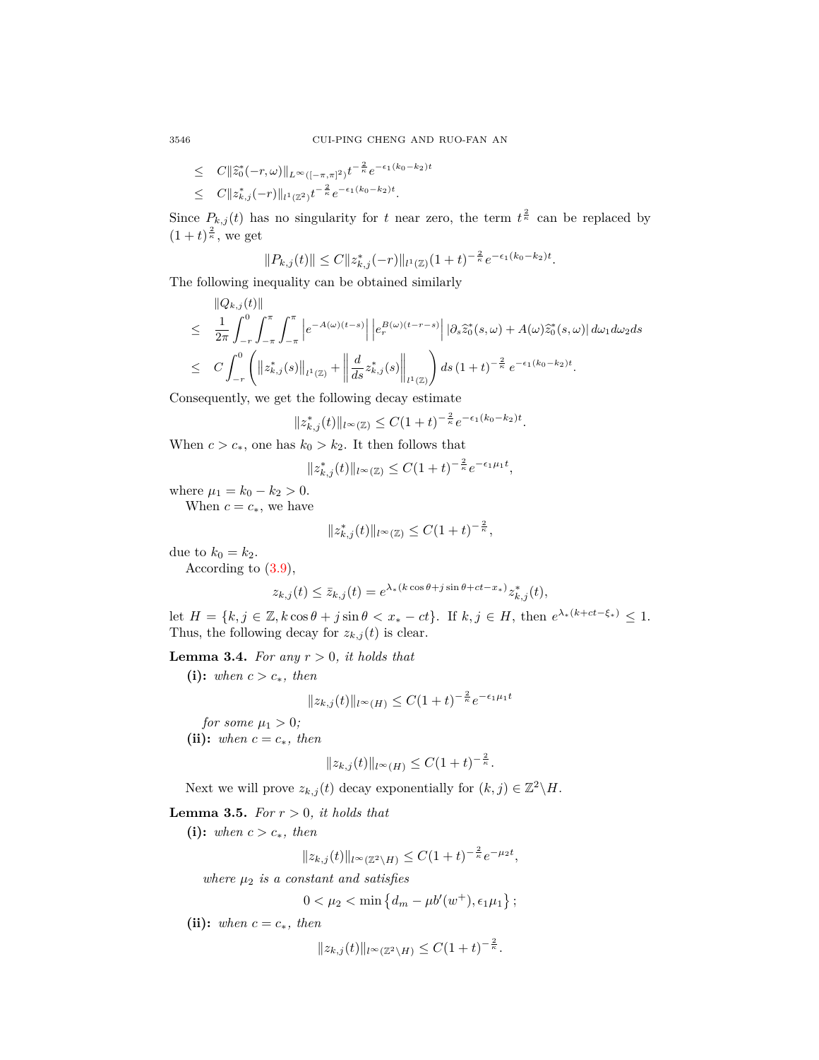$$
\begin{aligned}
&\leq \quad C\|\widehat{z}_0^*(-r,\omega)\|_{L^\infty([-\pi,\pi]^2)} t^{-\frac{2}{\kappa}} e^{-\epsilon_1(k_0-k_2)t} \\
&\leq \quad C\|z_{k,j}^*(-r)\|_{l^1(\mathbb{Z}^2)} t^{-\frac{2}{\kappa}} e^{-\epsilon_1(k_0-k_2)t}.
\end{aligned}
$$

Since $P_{k,j}(t)$ has no singularity for $t$ near zero, the term $t^{\frac{2}{\kappa}}$ can be replaced by $(1+t)^{\frac{2}{\kappa}}$, we get

$$
\|P_{k,j}(t)\| \leq C\|z_{k,j}^*(-r)\|_{l^1(\mathbb{Z})}(1+t)^{-\frac{2}{\kappa}} e^{-\epsilon_1(k_0-k_2)t}.
$$

The following inequality can be obtained similarly

$$
\begin{aligned}
&\|Q_{k,j}(t)\| \\
\leq \quad & \frac{1}{2\pi}\int_{-r}^{0}\int_{-\pi}^{\pi}\int_{-\pi}^{\pi}\left|e^{-A(\omega)(t-s)}\right|\left|e_r^{B(\omega)(t-r-s)}\right|\left|\partial_s\widehat{z}_0^*(s,\omega)+A(\omega)\widehat{z}_0^*(s,\omega)\right| d\omega_1 d\omega_2 ds \\
\leq \quad & C\int_{-r}^{0}\left(\left\|z_{k,j}^*(s)\right\|_{l^1(\mathbb{Z})}+\left\|\frac{d}{ds}z_{k,j}^*(s)\right\|_{l^1(\mathbb{Z})}\right) ds\,(1+t)^{-\frac{2}{\kappa}}\, e^{-\epsilon_1(k_0-k_2)t}.
\end{aligned}
$$

Consequently, we get the following decay estimate

$$
\|z_{k,j}^*(t)\|_{l^\infty(\mathbb{Z})} \leq C(1+t)^{-\frac{2}{\kappa}} e^{-\epsilon_1(k_0-k_2)t}.
$$

When $c > c_*$, one has $k_0 > k_2$. It then follows that

$$
\|z_{k,j}^*(t)\|_{l^\infty(\mathbb{Z})} \leq C(1+t)^{-\frac{2}{\kappa}} e^{-\epsilon_1\mu_1 t},
$$

where $\mu_1 = k_0 - k_2 > 0$.

When $c = c_*$, we have

$$
\|z_{k,j}^*(t)\|_{l^\infty(\mathbb{Z})} \leq C(1+t)^{-\frac{2}{\kappa}},
$$

due to $k_0 = k_2$.

According to (3.9),

$$
z_{k,j}(t) \leq \bar{z}_{k,j}(t) = e^{\lambda_*(k\cos\theta+j\sin\theta+ct-x_*)} z_{k,j}^*(t),
$$

let $H = \{k,j\in\mathbb{Z}, k\cos\theta+j\sin\theta < x_*-ct\}$. If $k,j\in H$, then $e^{\lambda_*(k+ct-\xi_*)} \leq 1$. Thus, the following decay for $z_{k,j}(t)$ is clear.

**Lemma 3.4.** *For any $r > 0$, it holds that*

**(i):** *when $c > c_*$, then*

$$
\|z_{k,j}(t)\|_{l^\infty(H)} \leq C(1+t)^{-\frac{2}{\kappa}} e^{-\epsilon_1\mu_1 t}
$$

*for some $\mu_1 > 0$;*

**(ii):** *when $c = c_*$, then*

$$
\|z_{k,j}(t)\|_{l^\infty(H)} \leq C(1+t)^{-\frac{2}{\kappa}}.
$$

Next we will prove $z_{k,j}(t)$ decay exponentially for $(k,j)\in\mathbb{Z}^2\backslash H$.

**Lemma 3.5.** *For $r > 0$, it holds that*

**(i):** *when $c > c_*$, then*

$$
\|z_{k,j}(t)\|_{l^\infty(\mathbb{Z}^2\backslash H)} \leq C(1+t)^{-\frac{2}{\kappa}} e^{-\mu_2 t},
$$

*where $\mu_2$ is a constant and satisfies*

$$
0 < \mu_2 < \min\left\{d_m - \mu b'(w^+), \epsilon_1\mu_1\right\};
$$

**(ii):** *when $c = c_*$, then*

$$
\|z_{k,j}(t)\|_{l^\infty(\mathbb{Z}^2\backslash H)} \leq C(1+t)^{-\frac{2}{\kappa}}.
$$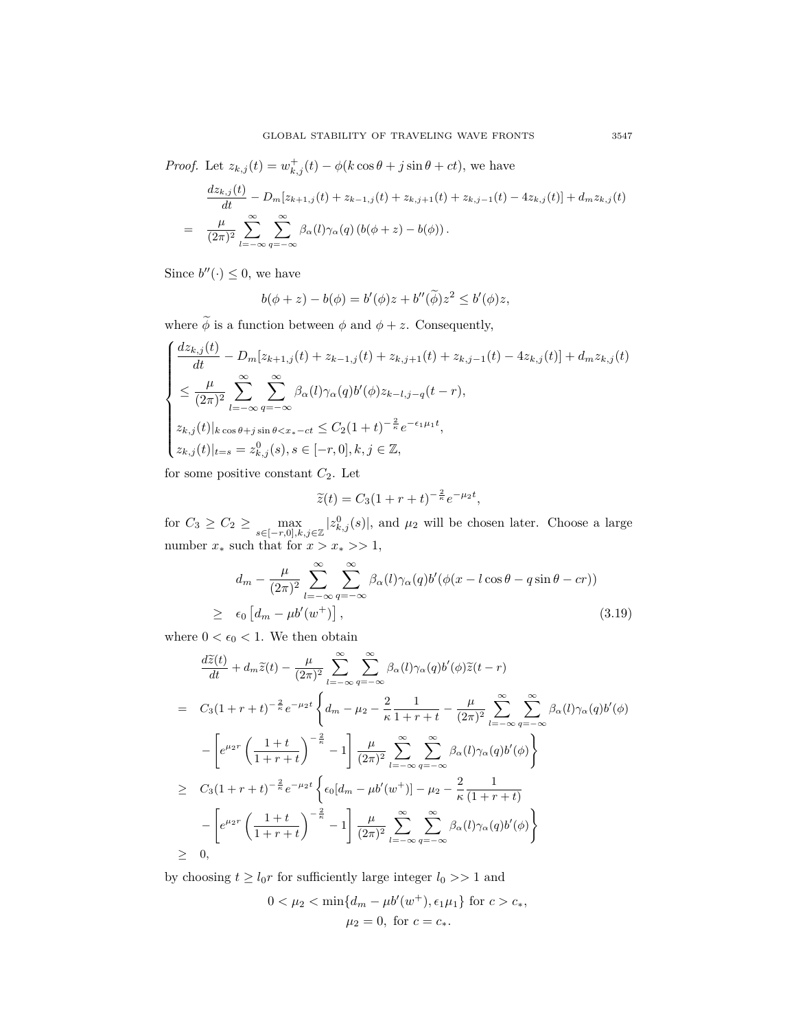*Proof.* Let $z_{k,j}(t) = w^+_{k,j}(t) - \phi(k\cos\theta + j\sin\theta + ct)$, we have

$$
\begin{aligned}
& \frac{dz_{k,j}(t)}{dt} - D_m[z_{k+1,j}(t) + z_{k-1,j}(t) + z_{k,j+1}(t) + z_{k,j-1}(t) - 4z_{k,j}(t)] + d_m z_{k,j}(t) \\
= \ & \frac{\mu}{(2\pi)^2} \sum_{l=-\infty}^{\infty} \sum_{q=-\infty}^{\infty} \beta_\alpha(l)\gamma_\alpha(q)\left(b(\phi+z) - b(\phi)\right).
\end{aligned}
$$

Since $b''(\cdot) \leq 0$, we have

$$
b(\phi + z) - b(\phi) = b'(\phi)z + b''(\widetilde{\phi})z^2 \leq b'(\phi)z,
$$

where $\widetilde{\phi}$ is a function between $\phi$ and $\phi + z$. Consequently,

$$
\begin{cases}
\dfrac{dz_{k,j}(t)}{dt} - D_m[z_{k+1,j}(t) + z_{k-1,j}(t) + z_{k,j+1}(t) + z_{k,j-1}(t) - 4z_{k,j}(t)] + d_m z_{k,j}(t) \\
\leq \dfrac{\mu}{(2\pi)^2} \displaystyle\sum_{l=-\infty}^{\infty} \sum_{q=-\infty}^{\infty} \beta_\alpha(l)\gamma_\alpha(q) b'(\phi) z_{k-l,j-q}(t-r), \\
z_{k,j}(t)|_{k\cos\theta + j\sin\theta < x_* - ct} \leq C_2(1+t)^{-\frac{2}{\kappa}} e^{-\epsilon_1 \mu_1 t}, \\
z_{k,j}(t)|_{t=s} = z^0_{k,j}(s), s \in [-r, 0], k, j \in \mathbb{Z},
\end{cases}
$$

for some positive constant $C_2$. Let

$$
\widetilde{z}(t) = C_3(1 + r + t)^{-\frac{2}{\kappa}} e^{-\mu_2 t},
$$

for $C_3 \geq C_2 \geq \max\limits_{s\in[-r,0],k,j\in\mathbb{Z}} |z^0_{k,j}(s)|$, and $\mu_2$ will be chosen later. Choose a large number $x_*$ such that for $x > x_* >> 1$,

$$
\begin{aligned}
& d_m - \frac{\mu}{(2\pi)^2} \sum_{l=-\infty}^{\infty} \sum_{q=-\infty}^{\infty} \beta_\alpha(l)\gamma_\alpha(q) b'(\phi(x - l\cos\theta - q\sin\theta - cr)) \\
\geq \ & \epsilon_0 \left[d_m - \mu b'(w^+)\right], \qquad (3.19)
\end{aligned}
$$

where $0 < \epsilon_0 < 1$. We then obtain

$$
\begin{aligned}
& \frac{d\widetilde{z}(t)}{dt} + d_m \widetilde{z}(t) - \frac{\mu}{(2\pi)^2} \sum_{l=-\infty}^{\infty} \sum_{q=-\infty}^{\infty} \beta_\alpha(l)\gamma_\alpha(q) b'(\phi) \widetilde{z}(t-r) \\
= \ & C_3(1+r+t)^{-\frac{2}{\kappa}} e^{-\mu_2 t} \Bigg\{ d_m - \mu_2 - \frac{2}{\kappa}\frac{1}{1+r+t} - \frac{\mu}{(2\pi)^2} \sum_{l=-\infty}^{\infty} \sum_{q=-\infty}^{\infty} \beta_\alpha(l)\gamma_\alpha(q) b'(\phi) \\
& - \left[ e^{\mu_2 r} \left(\frac{1+t}{1+r+t}\right)^{-\frac{2}{\kappa}} - 1 \right] \frac{\mu}{(2\pi)^2} \sum_{l=-\infty}^{\infty} \sum_{q=-\infty}^{\infty} \beta_\alpha(l)\gamma_\alpha(q) b'(\phi) \Bigg\} \\
\geq \ & C_3(1+r+t)^{-\frac{2}{\kappa}} e^{-\mu_2 t} \Bigg\{ \epsilon_0[d_m - \mu b'(w^+)] - \mu_2 - \frac{2}{\kappa}\frac{1}{(1+r+t)} \\
& - \left[ e^{\mu_2 r} \left(\frac{1+t}{1+r+t}\right)^{-\frac{2}{\kappa}} - 1 \right] \frac{\mu}{(2\pi)^2} \sum_{l=-\infty}^{\infty} \sum_{q=-\infty}^{\infty} \beta_\alpha(l)\gamma_\alpha(q) b'(\phi) \Bigg\} \\
\geq \ & 0,
\end{aligned}
$$

by choosing $t \geq l_0 r$ for sufficiently large integer $l_0 >> 1$ and

$$
\begin{gathered}
0 < \mu_2 < \min\{d_m - \mu b'(w^+), \epsilon_1 \mu_1\} \text{ for } c > c_*, \\
\mu_2 = 0, \text{ for } c = c_*.
\end{gathered}
$$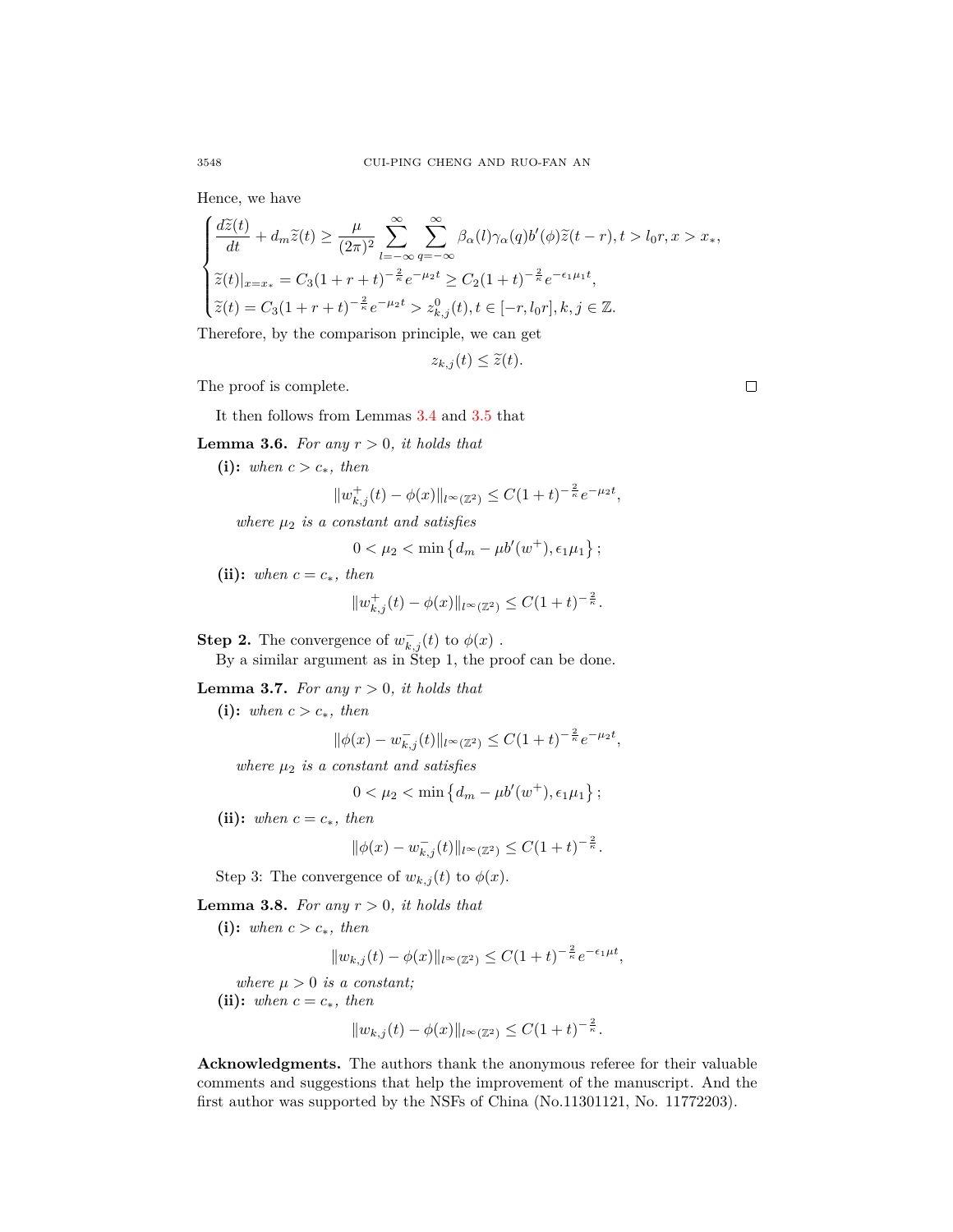Hence, we have

$$
\begin{cases}
\dfrac{d\widetilde{z}(t)}{dt} + d_m \widetilde{z}(t) \geq \dfrac{\mu}{(2\pi)^2} \displaystyle\sum_{l=-\infty}^{\infty} \sum_{q=-\infty}^{\infty} \beta_\alpha(l)\gamma_\alpha(q) b'(\phi)\widetilde{z}(t-r), t > l_0 r, x > x_*, \\
\widetilde{z}(t)|_{x=x_*} = C_3(1+r+t)^{-\frac{2}{\kappa}} e^{-\mu_2 t} \geq C_2(1+t)^{-\frac{2}{\kappa}} e^{-\epsilon_1 \mu_1 t}, \\
\widetilde{z}(t) = C_3(1+r+t)^{-\frac{2}{\kappa}} e^{-\mu_2 t} > z_{k,j}^0(t), t \in [-r, l_0 r], k, j \in \mathbb{Z}.
\end{cases}
$$

Therefore, by the comparison principle, we can get

$$
z_{k,j}(t) \leq \widetilde{z}(t).
$$

The proof is complete. □

It then follows from Lemmas 3.4 and 3.5 that

**Lemma 3.6.** *For any $r > 0$, it holds that*

**(i):** *when $c > c_*$, then*

$$
\|w_{k,j}^+(t) - \phi(x)\|_{l^\infty(\mathbb{Z}^2)} \leq C(1+t)^{-\frac{2}{\kappa}} e^{-\mu_2 t},
$$

*where $\mu_2$ is a constant and satisfies*

$$
0 < \mu_2 < \min\left\{d_m - \mu b'(w^+), \epsilon_1 \mu_1\right\};
$$

**(ii):** *when $c = c_*$, then*

$$
\|w_{k,j}^+(t) - \phi(x)\|_{l^\infty(\mathbb{Z}^2)} \leq C(1+t)^{-\frac{2}{\kappa}}.
$$

**Step 2.** The convergence of $w_{k,j}^-(t)$ to $\phi(x)$ .

By a similar argument as in Step 1, the proof can be done.

**Lemma 3.7.** *For any $r > 0$, it holds that*

**(i):** *when $c > c_*$, then*

$$
\|\phi(x) - w_{k,j}^-(t)\|_{l^\infty(\mathbb{Z}^2)} \leq C(1+t)^{-\frac{2}{\kappa}} e^{-\mu_2 t},
$$

*where $\mu_2$ is a constant and satisfies*

$$
0 < \mu_2 < \min\left\{d_m - \mu b'(w^+), \epsilon_1 \mu_1\right\};
$$

**(ii):** *when $c = c_*$, then*

$$
\|\phi(x) - w_{k,j}^-(t)\|_{l^\infty(\mathbb{Z}^2)} \leq C(1+t)^{-\frac{2}{\kappa}}.
$$

Step 3: The convergence of $w_{k,j}(t)$ to $\phi(x)$.

**Lemma 3.8.** *For any $r > 0$, it holds that*

**(i):** *when $c > c_*$, then*

$$
\|w_{k,j}(t) - \phi(x)\|_{l^\infty(\mathbb{Z}^2)} \leq C(1+t)^{-\frac{2}{\kappa}} e^{-\epsilon_1 \mu t},
$$

*where $\mu > 0$ is a constant;*

**(ii):** *when $c = c_*$, then*

$$
\|w_{k,j}(t) - \phi(x)\|_{l^\infty(\mathbb{Z}^2)} \leq C(1+t)^{-\frac{2}{\kappa}}.
$$

**Acknowledgments.** The authors thank the anonymous referee for their valuable comments and suggestions that help the improvement of the manuscript. And the first author was supported by the NSFs of China (No.11301121, No. 11772203).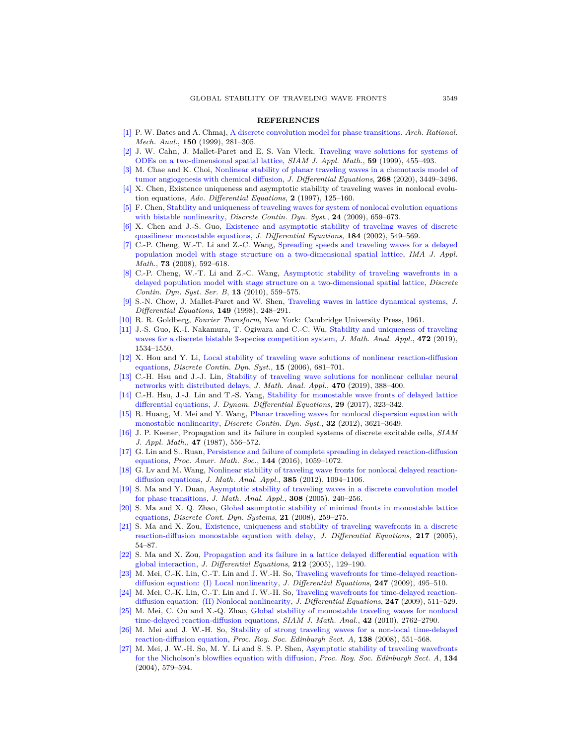## REFERENCES

[1] P. W. Bates and A. Chmaj, A discrete convolution model for phase transitions, *Arch. Rational. Mech. Anal.*, **150** (1999), 281–305.

[2] J. W. Cahn, J. Mallet-Paret and E. S. Van Vleck, Traveling wave solutions for systems of ODEs on a two-dimensional spatial lattice, *SIAM J. Appl. Math.*, **59** (1999), 455–493.

[3] M. Chae and K. Choi, Nonlinear stability of planar traveling waves in a chemotaxis model of tumor angiogenesis with chemical diffusion, *J. Differential Equations*, **268** (2020), 3449–3496.

[4] X. Chen, Existence uniqueness and asymptotic stability of traveling waves in nonlocal evolution equations, *Adv. Differential Equations*, **2** (1997), 125–160.

[5] F. Chen, Stability and uniqueness of traveling waves for system of nonlocal evolution equations with bistable nonlinearity, *Discrete Contin. Dyn. Syst.*, **24** (2009), 659–673.

[6] X. Chen and J.-S. Guo, Existence and asymptotic stability of traveling waves of discrete quasilinear monostable equations, *J. Differential Equations*, **184** (2002), 549–569.

[7] C.-P. Cheng, W.-T. Li and Z.-C. Wang, Spreading speeds and traveling waves for a delayed population model with stage structure on a two-dimensional spatial lattice, *IMA J. Appl. Math.*, **73** (2008), 592–618.

[8] C.-P. Cheng, W.-T. Li and Z.-C. Wang, Asymptotic stability of traveling wavefronts in a delayed population model with stage structure on a two-dimensional spatial lattice, *Discrete Contin. Dyn. Syst. Ser. B*, **13** (2010), 559–575.

[9] S.-N. Chow, J. Mallet-Paret and W. Shen, Traveling waves in lattice dynamical systems, *J. Differential Equations*, **149** (1998), 248–291.

[10] R. R. Goldberg, *Fourier Transform*, New York: Cambridge University Press, 1961.

[11] J.-S. Guo, K.-I. Nakamura, T. Ogiwara and C.-C. Wu, Stability and uniqueness of traveling waves for a discrete bistable 3-species competition system, *J. Math. Anal. Appl.*, **472** (2019), 1534–1550.

[12] X. Hou and Y. Li, Local stability of traveling wave solutions of nonlinear reaction-diffusion equations, *Discrete Contin. Dyn. Syst.*, **15** (2006), 681–701.

[13] C.-H. Hsu and J.-J. Lin, Stability of traveling wave solutions for nonlinear cellular neural networks with distributed delays, *J. Math. Anal. Appl.*, **470** (2019), 388–400.

[14] C.-H. Hsu, J.-J. Lin and T.-S. Yang, Stability for monostable wave fronts of delayed lattice differential equations, *J. Dynam. Differential Equations*, **29** (2017), 323–342.

[15] R. Huang, M. Mei and Y. Wang, Planar traveling waves for nonlocal dispersion equation with monostable nonlinearity, *Discrete Contin. Dyn. Syst.*, **32** (2012), 3621–3649.

[16] J. P. Keener, Propagation and its failure in coupled systems of discrete excitable cells, *SIAM J. Appl. Math.*, **47** (1987), 556–572.

[17] G. Lin and S.. Ruan, Persistence and failure of complete spreading in delayed reaction-diffusion equations, *Proc. Amer. Math. Soc.*, **144** (2016), 1059–1072.

[18] G. Lv and M. Wang, Nonlinear stability of traveling wave fronts for nonlocal delayed reaction-diffusion equations, *J. Math. Anal. Appl.*, **385** (2012), 1094–1106.

[19] S. Ma and Y. Duan, Asymptotic stability of traveling waves in a discrete convolution model for phase transitions, *J. Math. Anal. Appl.*, **308** (2005), 240–256.

[20] S. Ma and X. Q. Zhao, Global asumptotic stability of minimal fronts in monostable lattice equations, *Discrete Cont. Dyn. Systems*, **21** (2008), 259–275.

[21] S. Ma and X. Zou, Existence, uniqueness and stability of traveling wavefronts in a discrete reaction-diffusion monostable equation with delay, *J. Differential Equations*, **217** (2005), 54–87.

[22] S. Ma and X. Zou, Propagation and its failure in a lattice delayed differential equation with global interaction, *J. Differential Equations*, **212** (2005), 129–190.

[23] M. Mei, C.-K. Lin, C.-T. Lin and J. W.-H. So, Traveling wavefronts for time-delayed reaction-diffusion equation: (I) Local nonlinearity, *J. Differential Equations*, **247** (2009), 495–510.

[24] M. Mei, C.-K. Lin, C.-T. Lin and J. W.-H. So, Traveling wavefronts for time-delayed reaction-diffusion equation: (II) Nonlocal nonlinearity, *J. Differential Equations*, **247** (2009), 511–529.

[25] M. Mei, C. Ou and X.-Q. Zhao, Global stability of monostable traveling waves for nonlocal time-delayed reaction-diffusion equations, *SIAM J. Math. Anal.*, **42** (2010), 2762–2790.

[26] M. Mei and J. W.-H. So, Stability of strong traveling waves for a non-local time-delayed reaction-diffusion equation, *Proc. Roy. Soc. Edinburgh Sect. A*, **138** (2008), 551–568.

[27] M. Mei, J. W.-H. So, M. Y. Li and S. S. P. Shen, Asymptotic stability of traveling wavefronts for the Nicholson's blowflies equation with diffusion, *Proc. Roy. Soc. Edinburgh Sect. A*, **134** (2004), 579–594.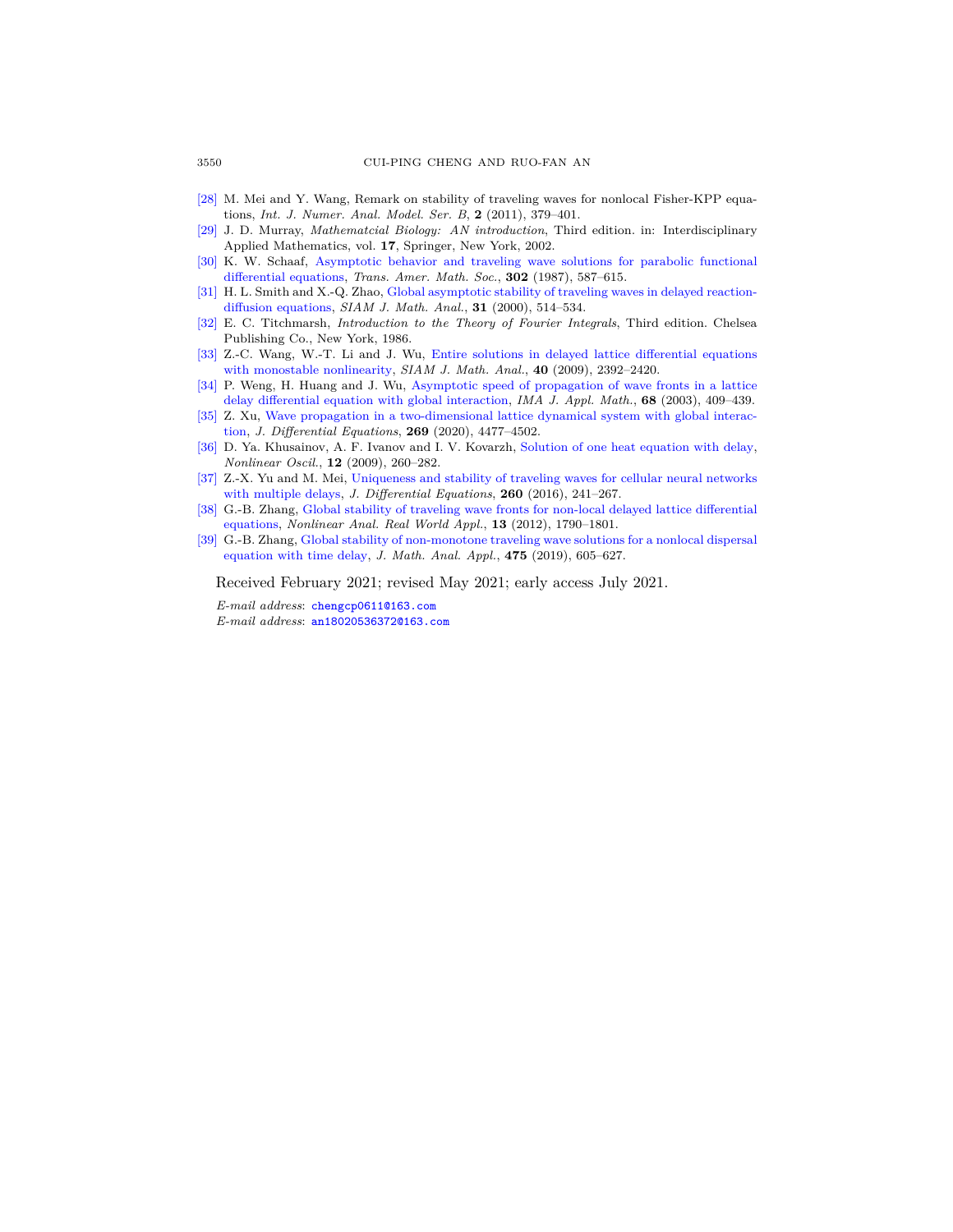[28] M. Mei and Y. Wang, Remark on stability of traveling waves for nonlocal Fisher-KPP equations, *Int. J. Numer. Anal. Model. Ser. B*, **2** (2011), 379–401.

[29] J. D. Murray, *Mathematcial Biology: AN introduction*, Third edition. in: Interdisciplinary Applied Mathematics, vol. **17**, Springer, New York, 2002.

[30] K. W. Schaaf, Asymptotic behavior and traveling wave solutions for parabolic functional differential equations, *Trans. Amer. Math. Soc.*, **302** (1987), 587–615.

[31] H. L. Smith and X.-Q. Zhao, Global asymptotic stability of traveling waves in delayed reaction-diffusion equations, *SIAM J. Math. Anal.*, **31** (2000), 514–534.

[32] E. C. Titchmarsh, *Introduction to the Theory of Fourier Integrals*, Third edition. Chelsea Publishing Co., New York, 1986.

[33] Z.-C. Wang, W.-T. Li and J. Wu, Entire solutions in delayed lattice differential equations with monostable nonlinearity, *SIAM J. Math. Anal.*, **40** (2009), 2392–2420.

[34] P. Weng, H. Huang and J. Wu, Asymptotic speed of propagation of wave fronts in a lattice delay differential equation with global interaction, *IMA J. Appl. Math.*, **68** (2003), 409–439.

[35] Z. Xu, Wave propagation in a two-dimensional lattice dynamical system with global interaction, *J. Differential Equations*, **269** (2020), 4477–4502.

[36] D. Ya. Khusainov, A. F. Ivanov and I. V. Kovarzh, Solution of one heat equation with delay, *Nonlinear Oscil.*, **12** (2009), 260–282.

[37] Z.-X. Yu and M. Mei, Uniqueness and stability of traveling waves for cellular neural networks with multiple delays, *J. Differential Equations*, **260** (2016), 241–267.

[38] G.-B. Zhang, Global stability of traveling wave fronts for non-local delayed lattice differential equations, *Nonlinear Anal. Real World Appl.*, **13** (2012), 1790–1801.

[39] G.-B. Zhang, Global stability of non-monotone traveling wave solutions for a nonlocal dispersal equation with time delay, *J. Math. Anal. Appl.*, **475** (2019), 605–627.

Received February 2021; revised May 2021; early access July 2021.

*E-mail address*: chengcp0611@163.com

*E-mail address*: an18020536372@163.com